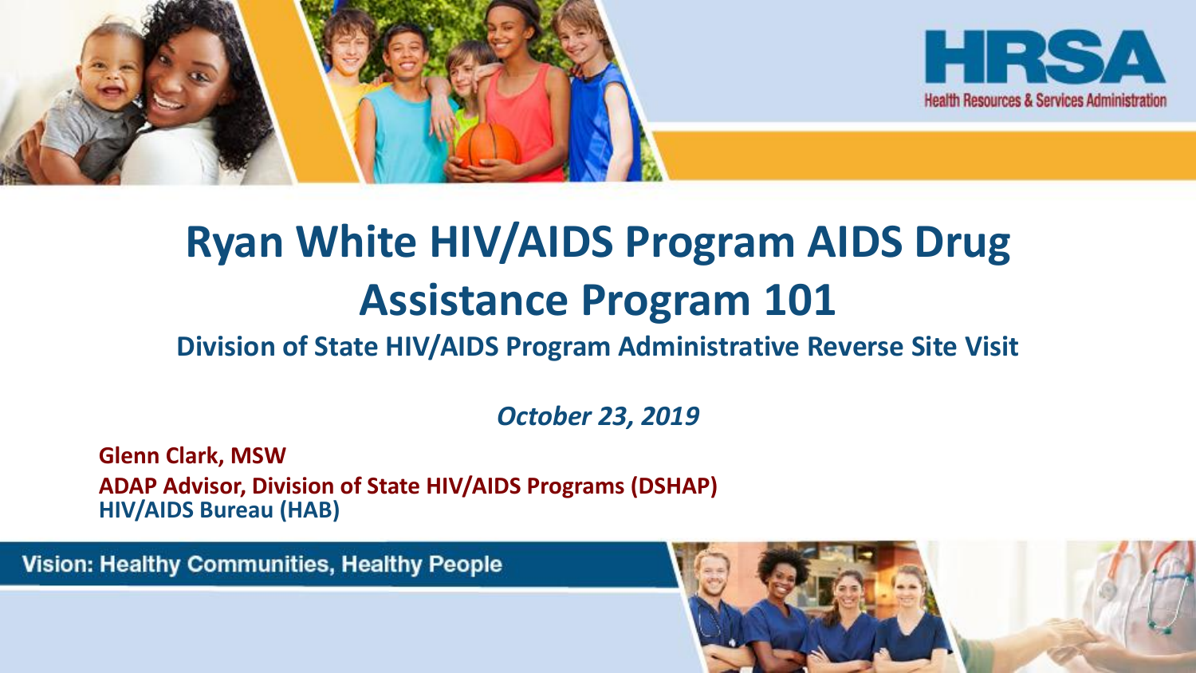HRSA
Health Resources & Services Administration

# Ryan White HIV/AIDS Program AIDS Drug Assistance Program 101

## Division of State HIV/AIDS Program Administrative Reverse Site Visit

*October 23, 2019*

**Glenn Clark, MSW**
**ADAP Advisor, Division of State HIV/AIDS Programs (DSHAP)**
**HIV/AIDS Bureau (HAB)**

Vision: Healthy Communities, Healthy People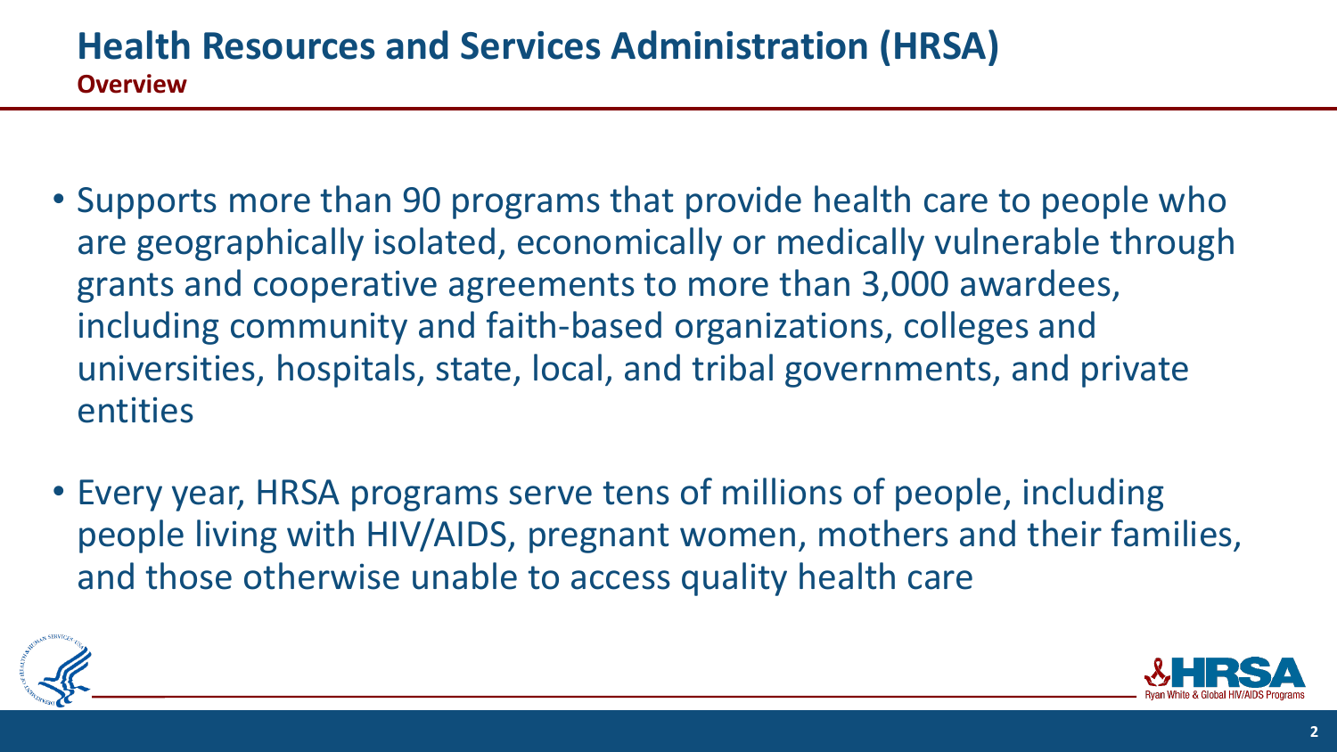# Health Resources and Services Administration (HRSA)

## Overview

- Supports more than 90 programs that provide health care to people who are geographically isolated, economically or medically vulnerable through grants and cooperative agreements to more than 3,000 awardees, including community and faith-based organizations, colleges and universities, hospitals, state, local, and tribal governments, and private entities

- Every year, HRSA programs serve tens of millions of people, including people living with HIV/AIDS, pregnant women, mothers and their families, and those otherwise unable to access quality health care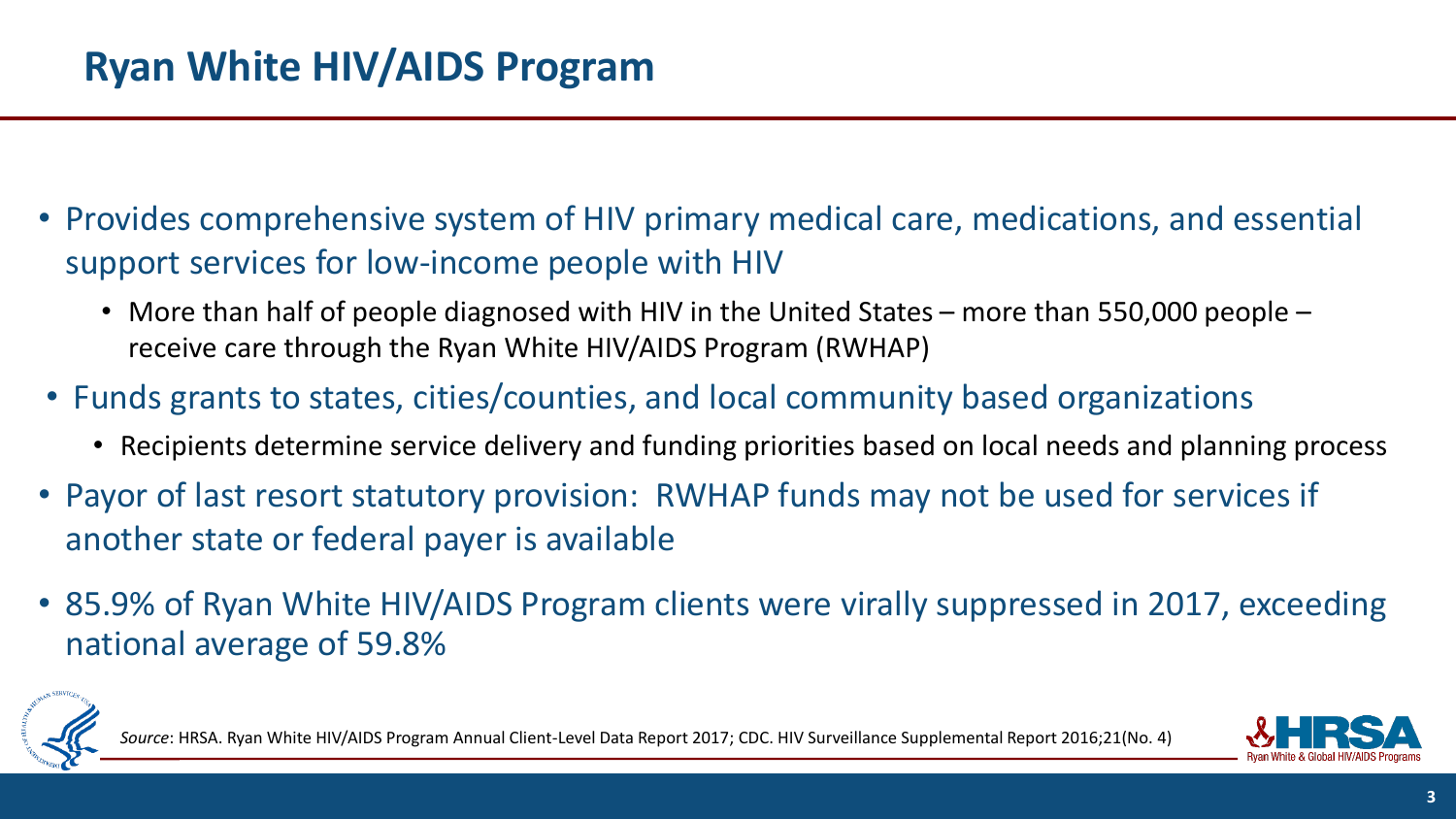## Ryan White HIV/AIDS Program

- Provides comprehensive system of HIV primary medical care, medications, and essential support services for low-income people with HIV
  - More than half of people diagnosed with HIV in the United States – more than 550,000 people – receive care through the Ryan White HIV/AIDS Program (RWHAP)
- Funds grants to states, cities/counties, and local community based organizations
  - Recipients determine service delivery and funding priorities based on local needs and planning process
- Payor of last resort statutory provision: RWHAP funds may not be used for services if another state or federal payer is available
- 85.9% of Ryan White HIV/AIDS Program clients were virally suppressed in 2017, exceeding national average of 59.8%

*Source*: HRSA. Ryan White HIV/AIDS Program Annual Client-Level Data Report 2017; CDC. HIV Surveillance Supplemental Report 2016;21(No. 4)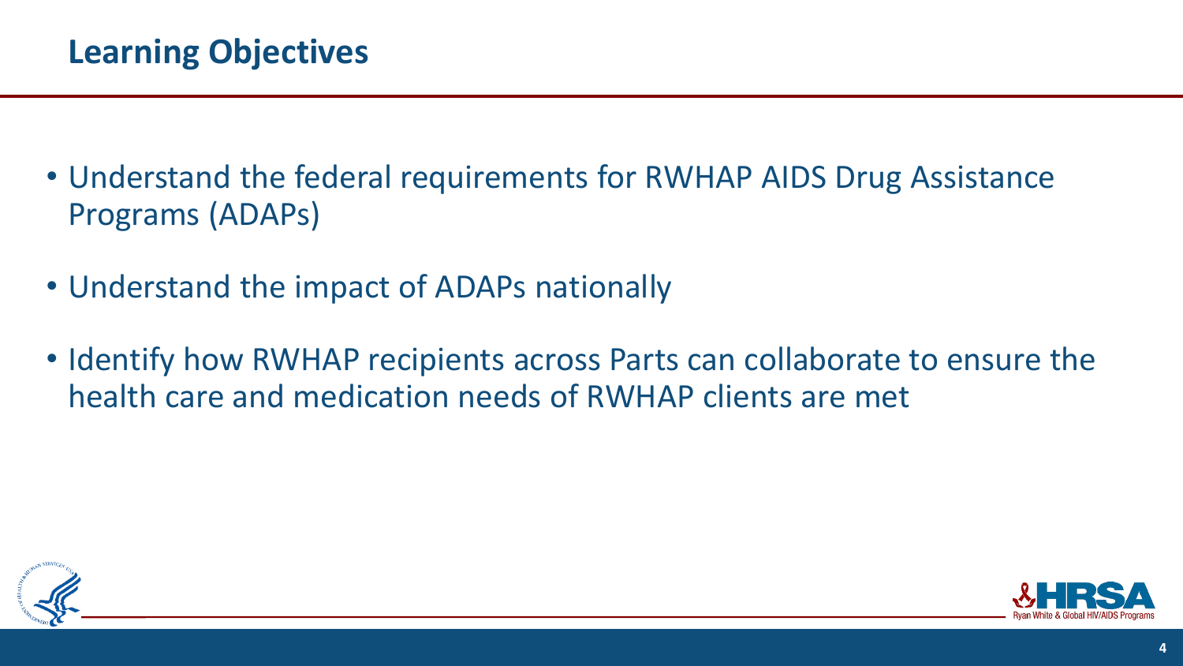## Learning Objectives

- Understand the federal requirements for RWHAP AIDS Drug Assistance Programs (ADAPs)
- Understand the impact of ADAPs nationally
- Identify how RWHAP recipients across Parts can collaborate to ensure the health care and medication needs of RWHAP clients are met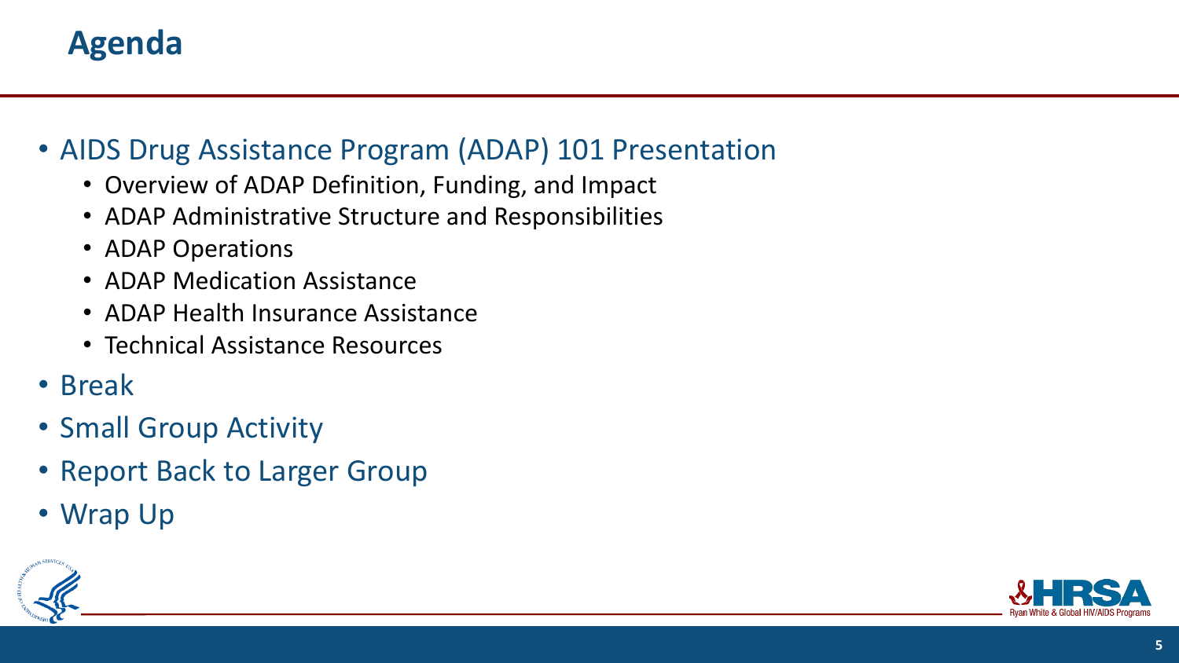# Agenda

- AIDS Drug Assistance Program (ADAP) 101 Presentation
  - Overview of ADAP Definition, Funding, and Impact
  - ADAP Administrative Structure and Responsibilities
  - ADAP Operations
  - ADAP Medication Assistance
  - ADAP Health Insurance Assistance
  - Technical Assistance Resources
- Break
- Small Group Activity
- Report Back to Larger Group
- Wrap Up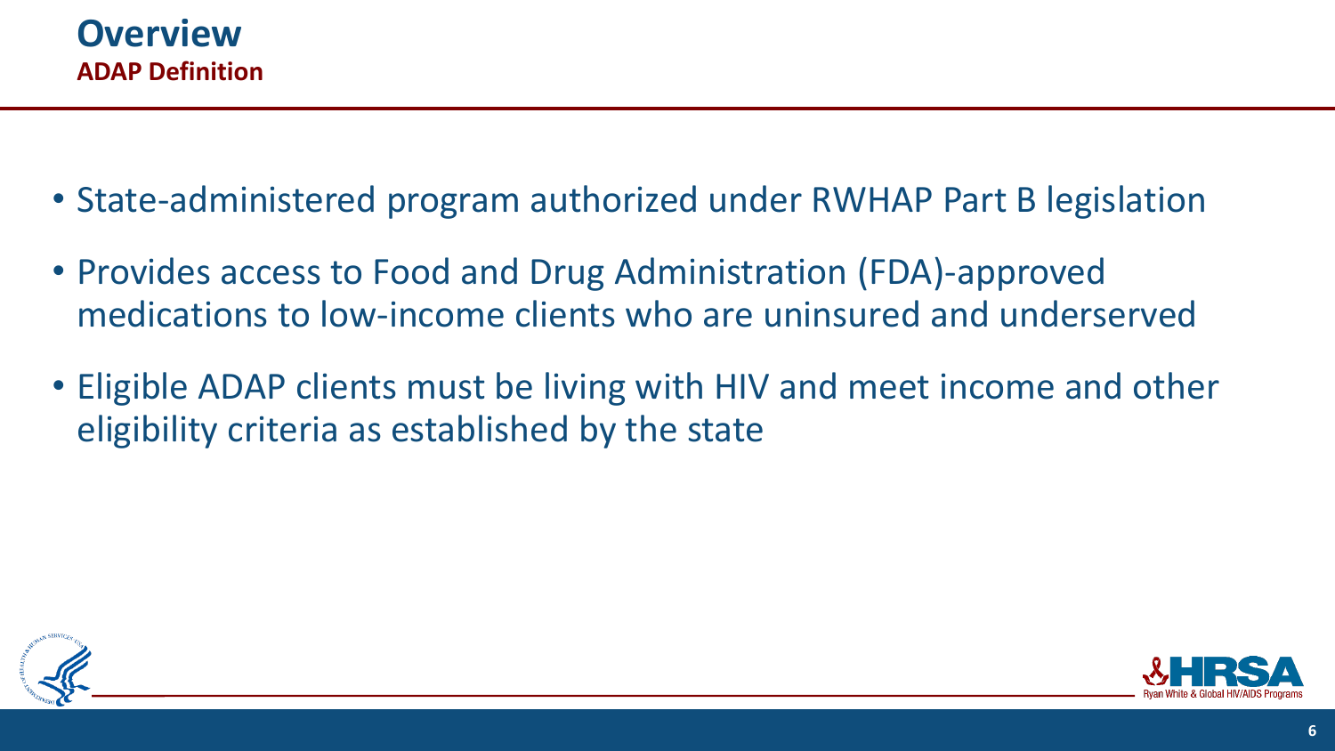# Overview

## ADAP Definition

- State-administered program authorized under RWHAP Part B legislation
- Provides access to Food and Drug Administration (FDA)-approved medications to low-income clients who are uninsured and underserved
- Eligible ADAP clients must be living with HIV and meet income and other eligibility criteria as established by the state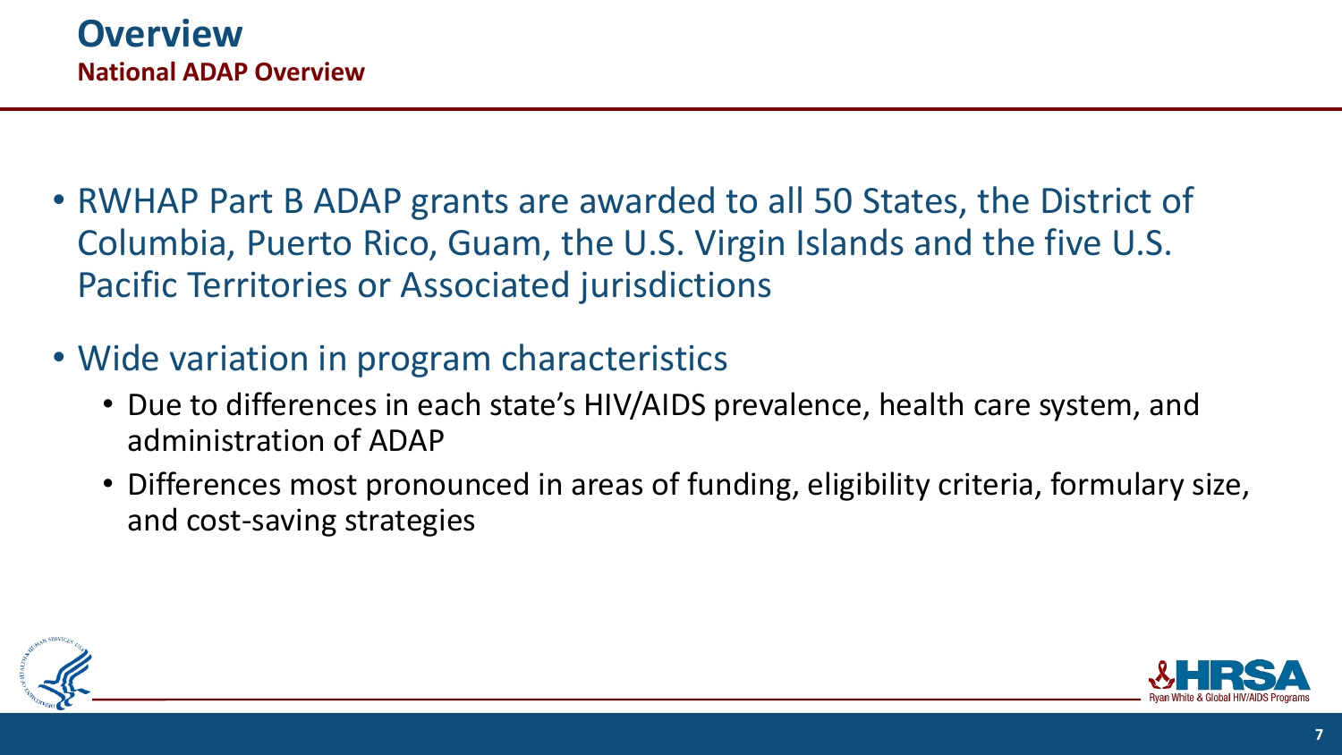# Overview

## National ADAP Overview

- RWHAP Part B ADAP grants are awarded to all 50 States, the District of Columbia, Puerto Rico, Guam, the U.S. Virgin Islands and the five U.S. Pacific Territories or Associated jurisdictions
- Wide variation in program characteristics
  - Due to differences in each state's HIV/AIDS prevalence, health care system, and administration of ADAP
  - Differences most pronounced in areas of funding, eligibility criteria, formulary size, and cost-saving strategies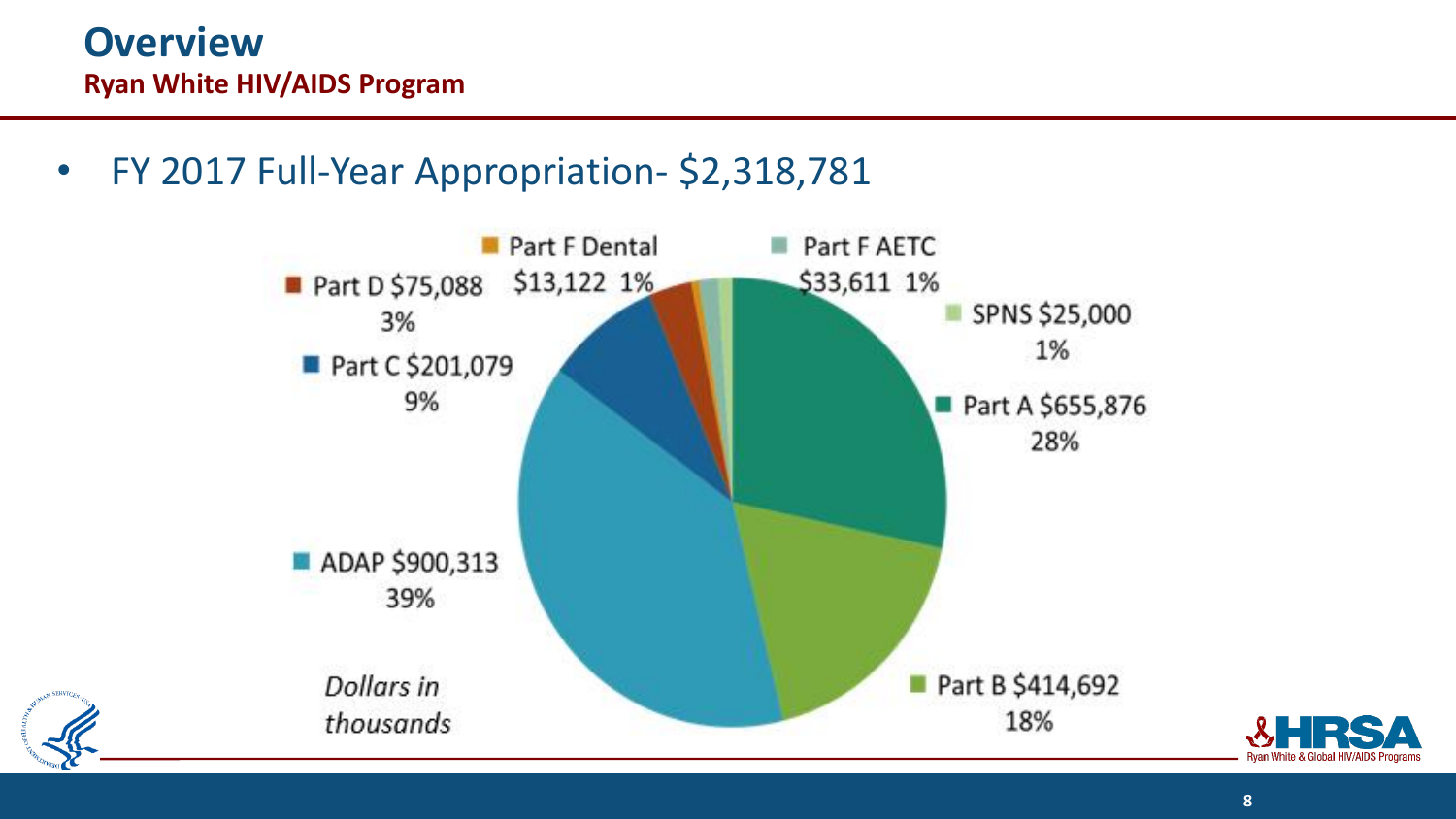# Overview

## Ryan White HIV/AIDS Program

- FY 2017 Full-Year Appropriation- $2,318,781

| Program | Amount | Percent |
|---|---|---|
| Part A | $655,876 | 28% |
| Part B | $414,692 | 18% |
| ADAP | $900,313 | 39% |
| Part C | $201,079 | 9% |
| Part D | $75,088 | 3% |
| Part F Dental | $13,122 | 1% |
| Part F AETC | $33,611 | 1% |
| SPNS | $25,000 | 1% |

*Dollars in thousands*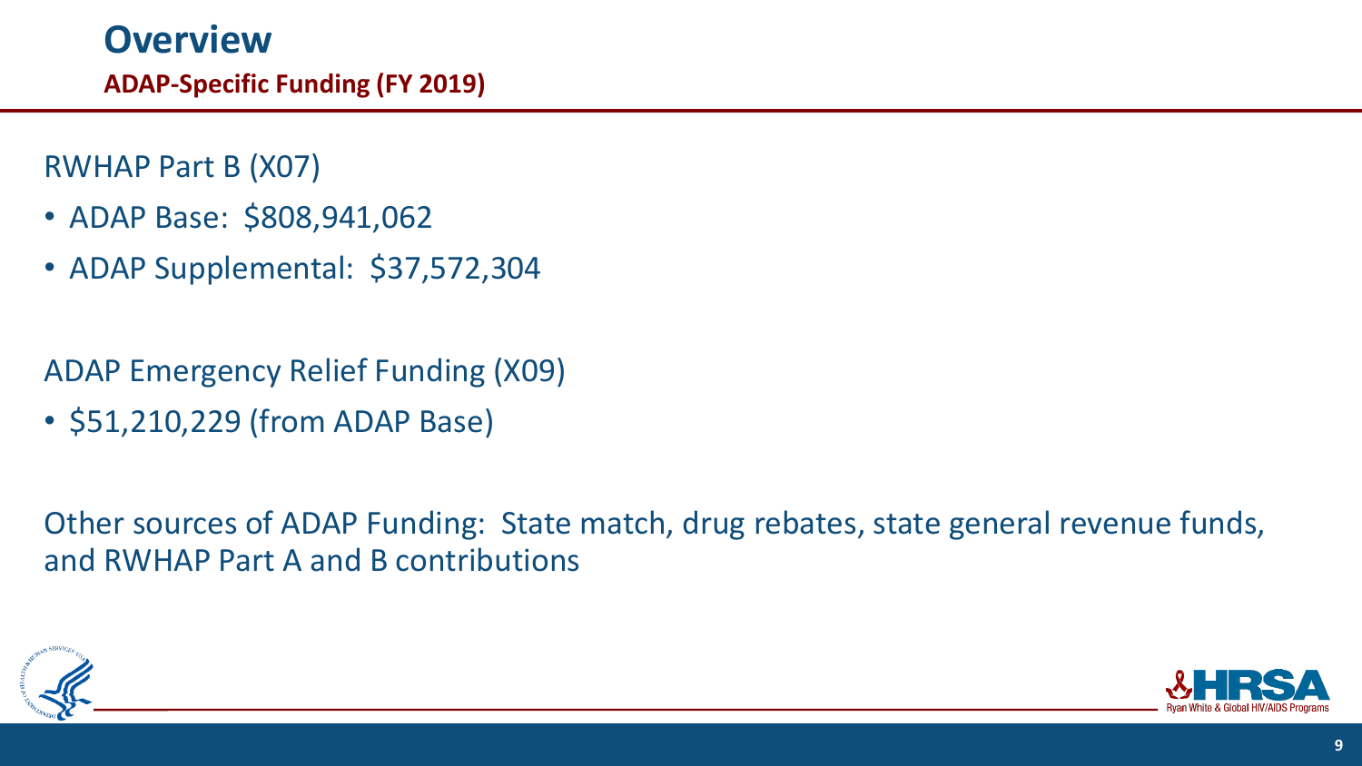# Overview

## ADAP-Specific Funding (FY 2019)

RWHAP Part B (X07)

- ADAP Base: $808,941,062
- ADAP Supplemental: $37,572,304

ADAP Emergency Relief Funding (X09)

- $51,210,229 (from ADAP Base)

Other sources of ADAP Funding: State match, drug rebates, state general revenue funds, and RWHAP Part A and B contributions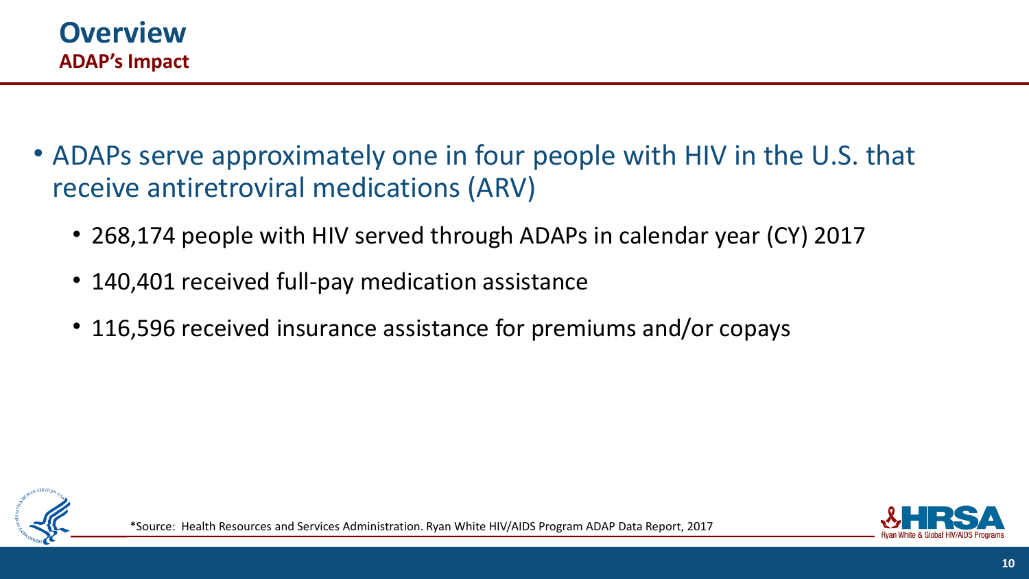# Overview

## ADAP's Impact

- ADAPs serve approximately one in four people with HIV in the U.S. that receive antiretroviral medications (ARV)
  - 268,174 people with HIV served through ADAPs in calendar year (CY) 2017
  - 140,401 received full-pay medication assistance
  - 116,596 received insurance assistance for premiums and/or copays

*Source: Health Resources and Services Administration. Ryan White HIV/AIDS Program ADAP Data Report, 2017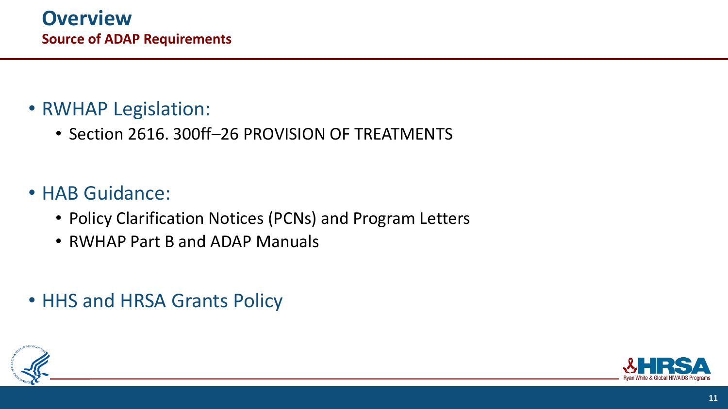# Overview

## Source of ADAP Requirements

- RWHAP Legislation:
  - Section 2616. 300ff–26 PROVISION OF TREATMENTS
- HAB Guidance:
  - Policy Clarification Notices (PCNs) and Program Letters
  - RWHAP Part B and ADAP Manuals
- HHS and HRSA Grants Policy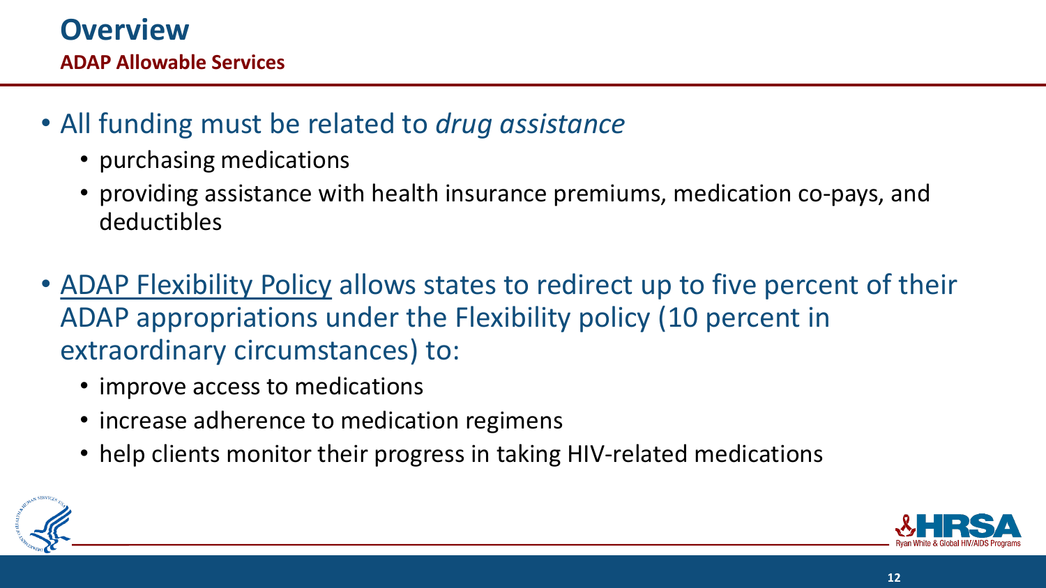# Overview

**ADAP Allowable Services**

- All funding must be related to *drug assistance*
  - purchasing medications
  - providing assistance with health insurance premiums, medication co-pays, and deductibles

- ADAP Flexibility Policy allows states to redirect up to five percent of their ADAP appropriations under the Flexibility policy (10 percent in extraordinary circumstances) to:
  - improve access to medications
  - increase adherence to medication regimens
  - help clients monitor their progress in taking HIV-related medications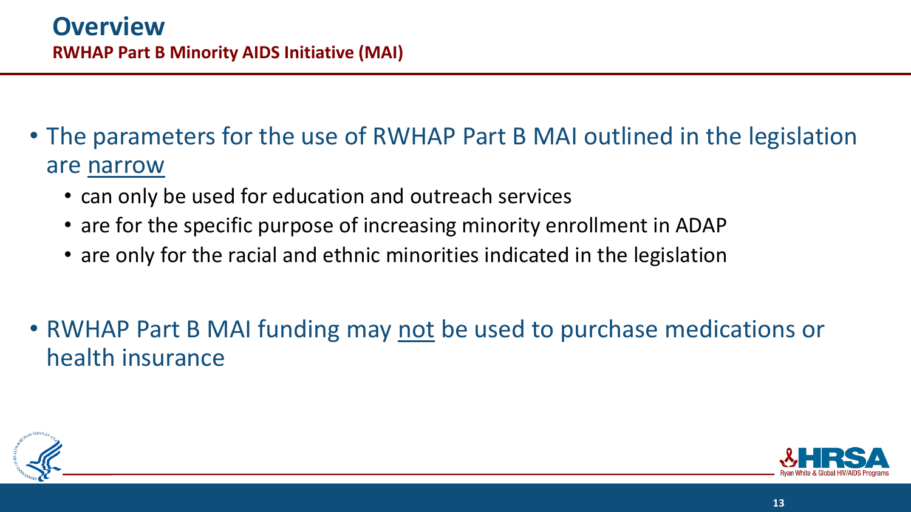# Overview

**RWHAP Part B Minority AIDS Initiative (MAI)**

- The parameters for the use of RWHAP Part B MAI outlined in the legislation are <u>narrow</u>
  - can only be used for education and outreach services
  - are for the specific purpose of increasing minority enrollment in ADAP
  - are only for the racial and ethnic minorities indicated in the legislation
- RWHAP Part B MAI funding may <u>not</u> be used to purchase medications or health insurance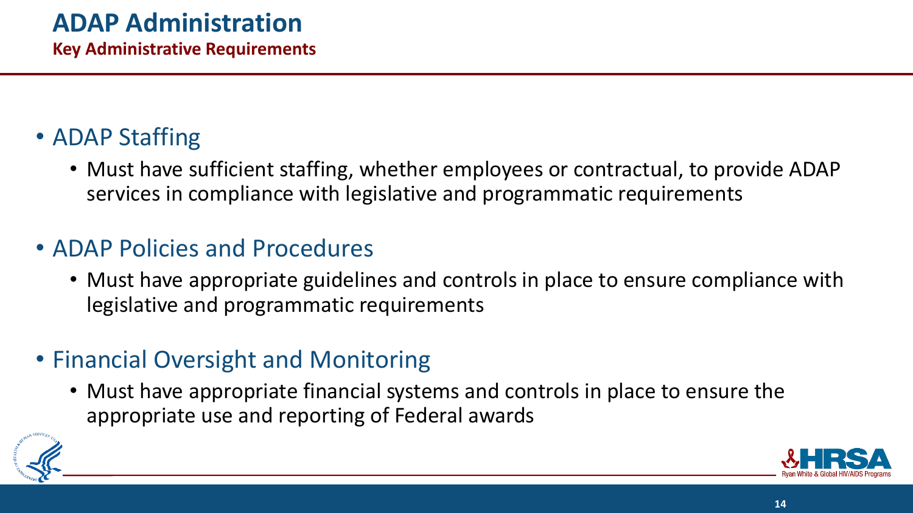# ADAP Administration

## Key Administrative Requirements

- ADAP Staffing
  - Must have sufficient staffing, whether employees or contractual, to provide ADAP services in compliance with legislative and programmatic requirements
- ADAP Policies and Procedures
  - Must have appropriate guidelines and controls in place to ensure compliance with legislative and programmatic requirements
- Financial Oversight and Monitoring
  - Must have appropriate financial systems and controls in place to ensure the appropriate use and reporting of Federal awards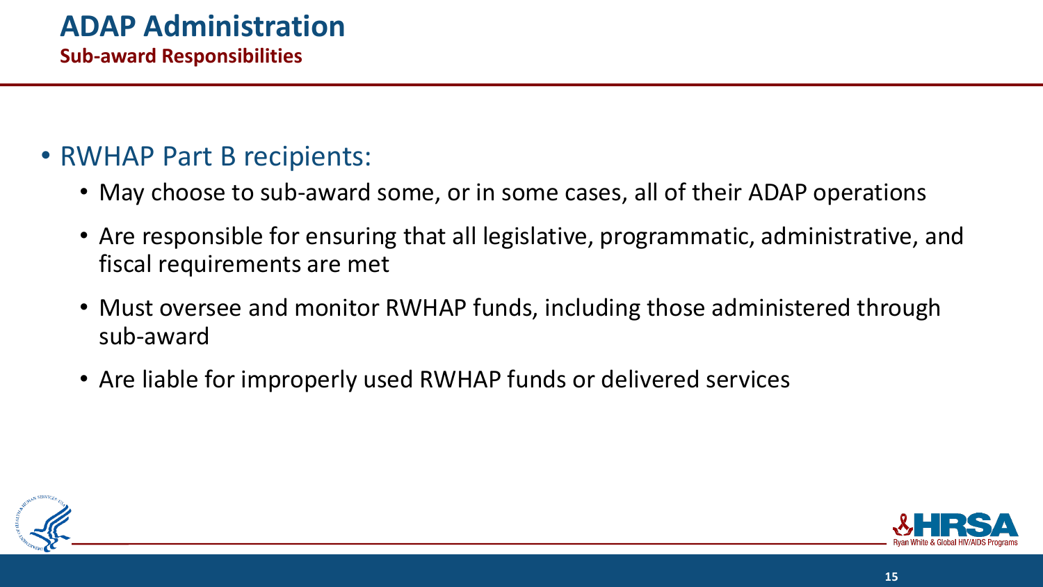# ADAP Administration

## Sub-award Responsibilities

- RWHAP Part B recipients:
  - May choose to sub-award some, or in some cases, all of their ADAP operations
  - Are responsible for ensuring that all legislative, programmatic, administrative, and fiscal requirements are met
  - Must oversee and monitor RWHAP funds, including those administered through sub-award
  - Are liable for improperly used RWHAP funds or delivered services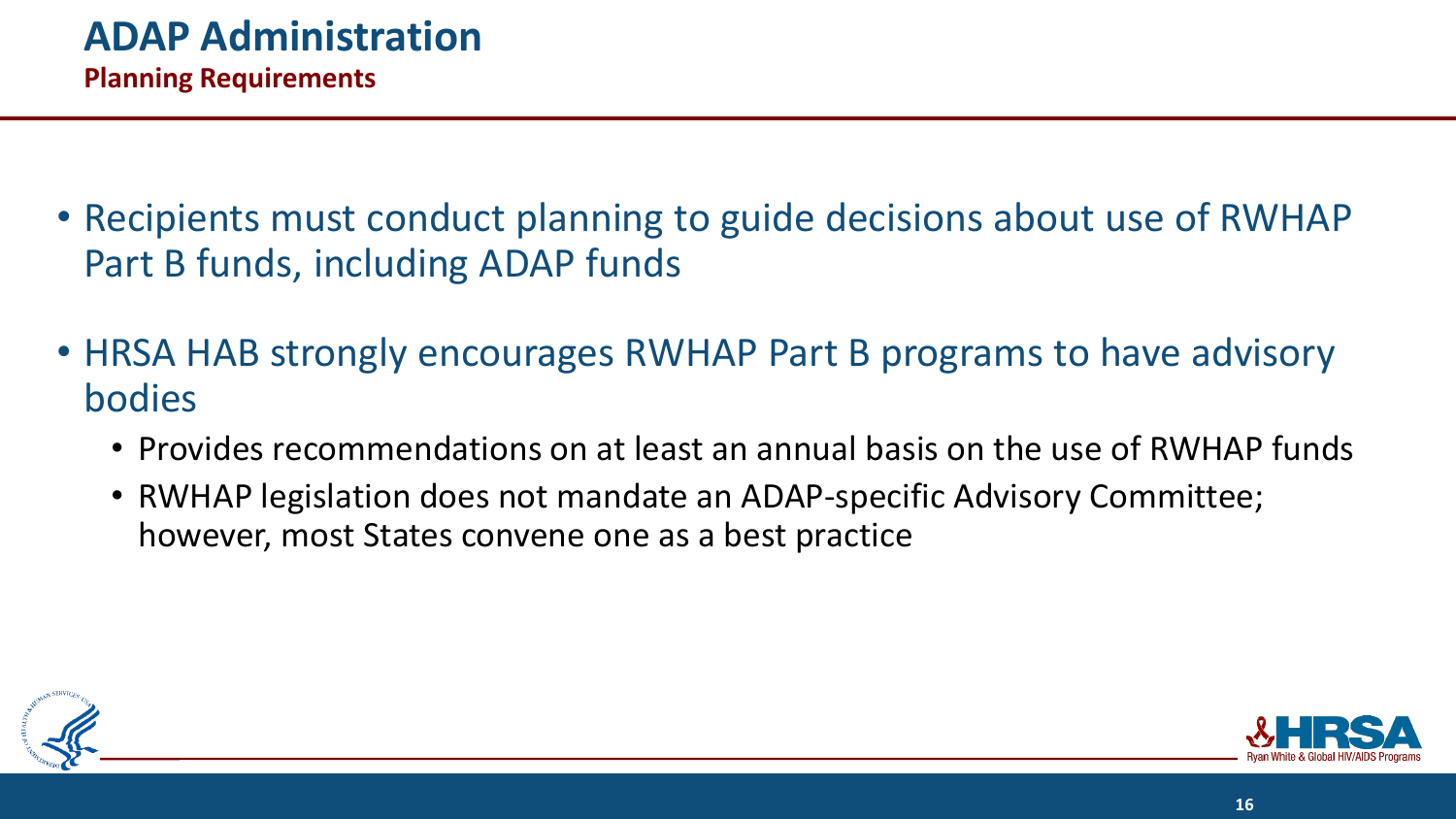# ADAP Administration

## Planning Requirements

- Recipients must conduct planning to guide decisions about use of RWHAP Part B funds, including ADAP funds
- HRSA HAB strongly encourages RWHAP Part B programs to have advisory bodies
  - Provides recommendations on at least an annual basis on the use of RWHAP funds
  - RWHAP legislation does not mandate an ADAP-specific Advisory Committee; however, most States convene one as a best practice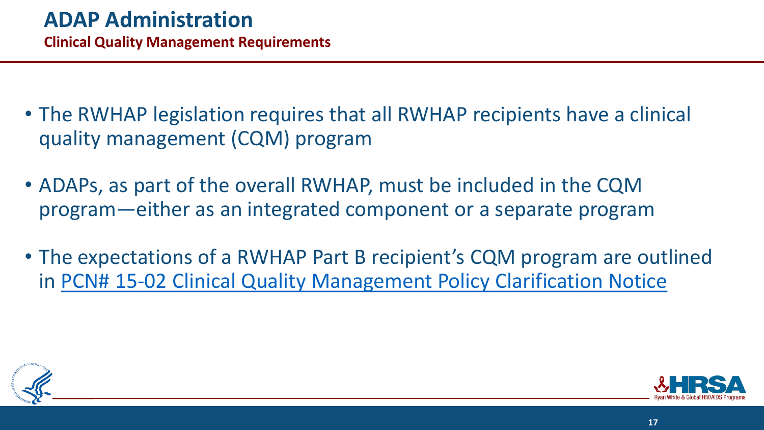# ADAP Administration

## Clinical Quality Management Requirements

- The RWHAP legislation requires that all RWHAP recipients have a clinical quality management (CQM) program
- ADAPs, as part of the overall RWHAP, must be included in the CQM program—either as an integrated component or a separate program
- The expectations of a RWHAP Part B recipient's CQM program are outlined in PCN# 15-02 Clinical Quality Management Policy Clarification Notice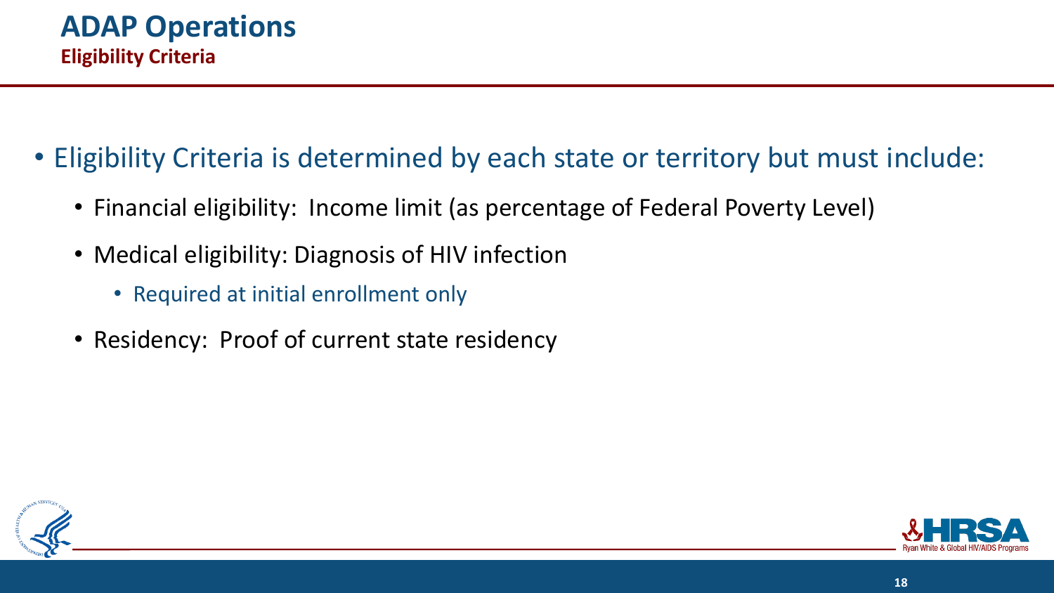# ADAP Operations

## Eligibility Criteria

- Eligibility Criteria is determined by each state or territory but must include:
  - Financial eligibility: Income limit (as percentage of Federal Poverty Level)
  - Medical eligibility: Diagnosis of HIV infection
    - Required at initial enrollment only
  - Residency: Proof of current state residency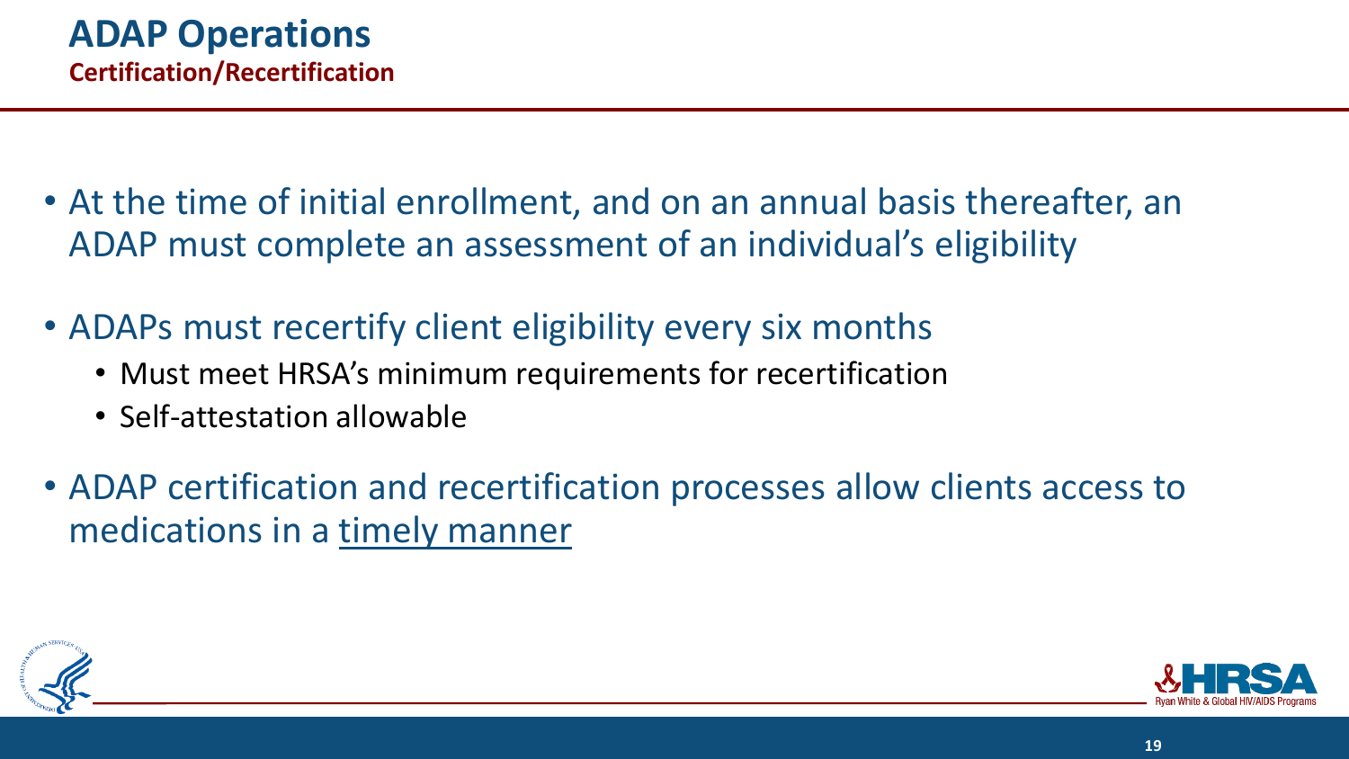# ADAP Operations

## Certification/Recertification

- At the time of initial enrollment, and on an annual basis thereafter, an ADAP must complete an assessment of an individual's eligibility
- ADAPs must recertify client eligibility every six months
  - Must meet HRSA's minimum requirements for recertification
  - Self-attestation allowable
- ADAP certification and recertification processes allow clients access to medications in a <u>timely manner</u>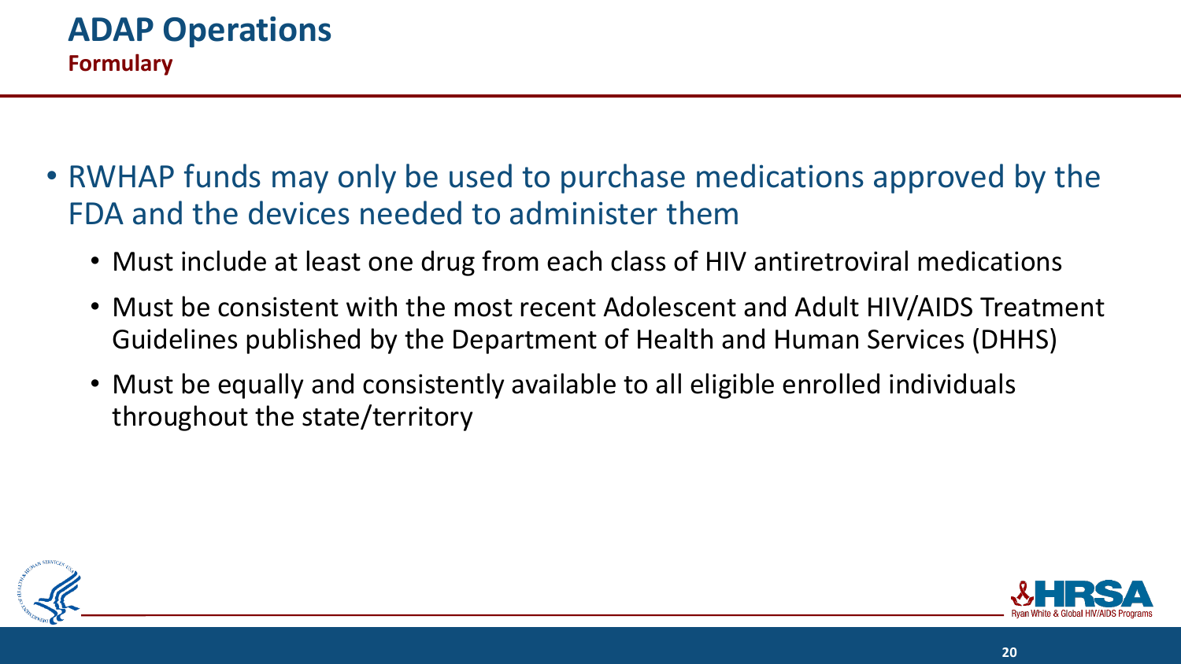# ADAP Operations

## Formulary

- RWHAP funds may only be used to purchase medications approved by the FDA and the devices needed to administer them
  - Must include at least one drug from each class of HIV antiretroviral medications
  - Must be consistent with the most recent Adolescent and Adult HIV/AIDS Treatment Guidelines published by the Department of Health and Human Services (DHHS)
  - Must be equally and consistently available to all eligible enrolled individuals throughout the state/territory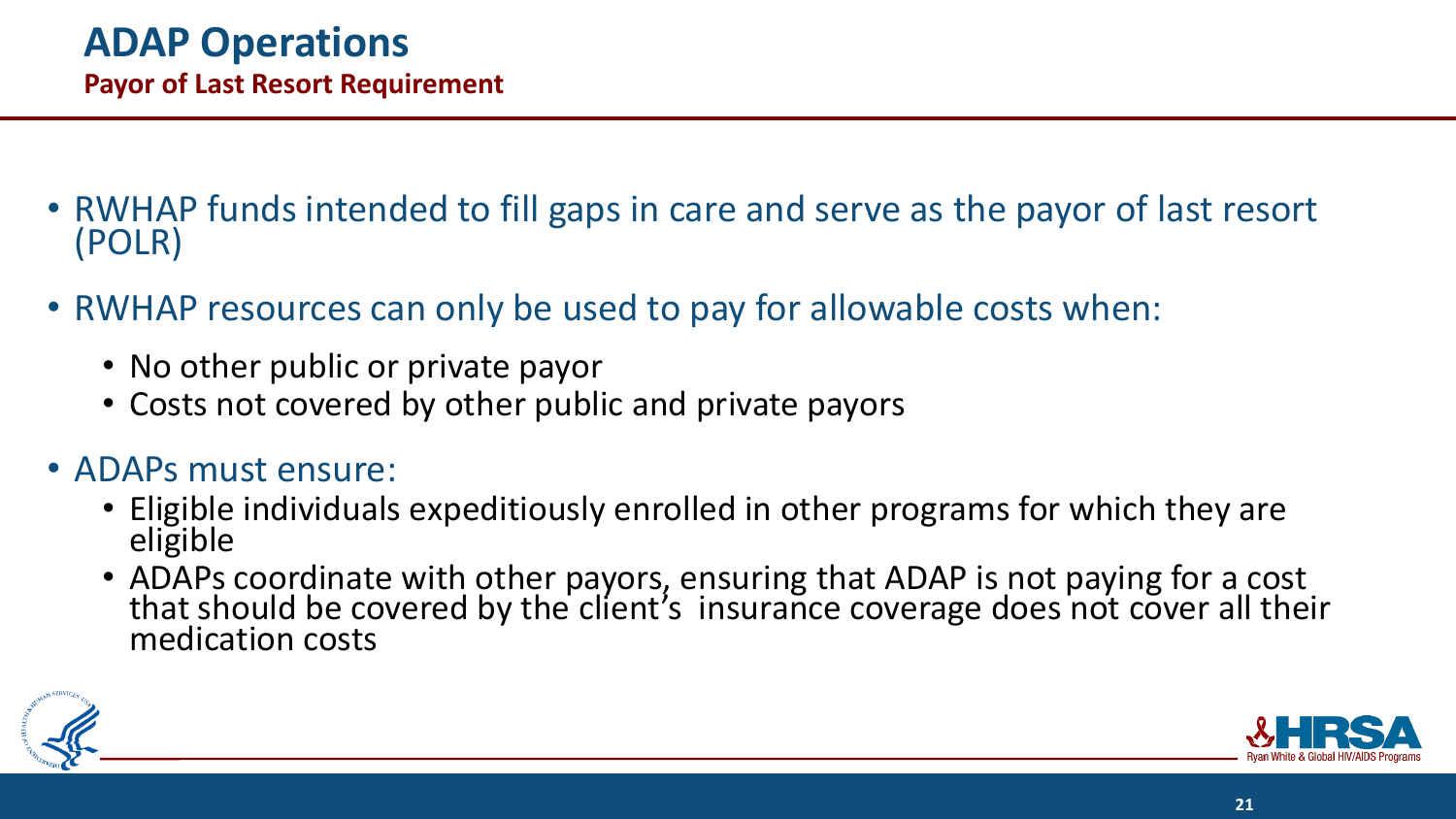# ADAP Operations

## Payor of Last Resort Requirement

- RWHAP funds intended to fill gaps in care and serve as the payor of last resort (POLR)
- RWHAP resources can only be used to pay for allowable costs when:
  - No other public or private payor
  - Costs not covered by other public and private payors
- ADAPs must ensure:
  - Eligible individuals expeditiously enrolled in other programs for which they are eligible
  - ADAPs coordinate with other payors, ensuring that ADAP is not paying for a cost that should be covered by the client's insurance coverage does not cover all their medication costs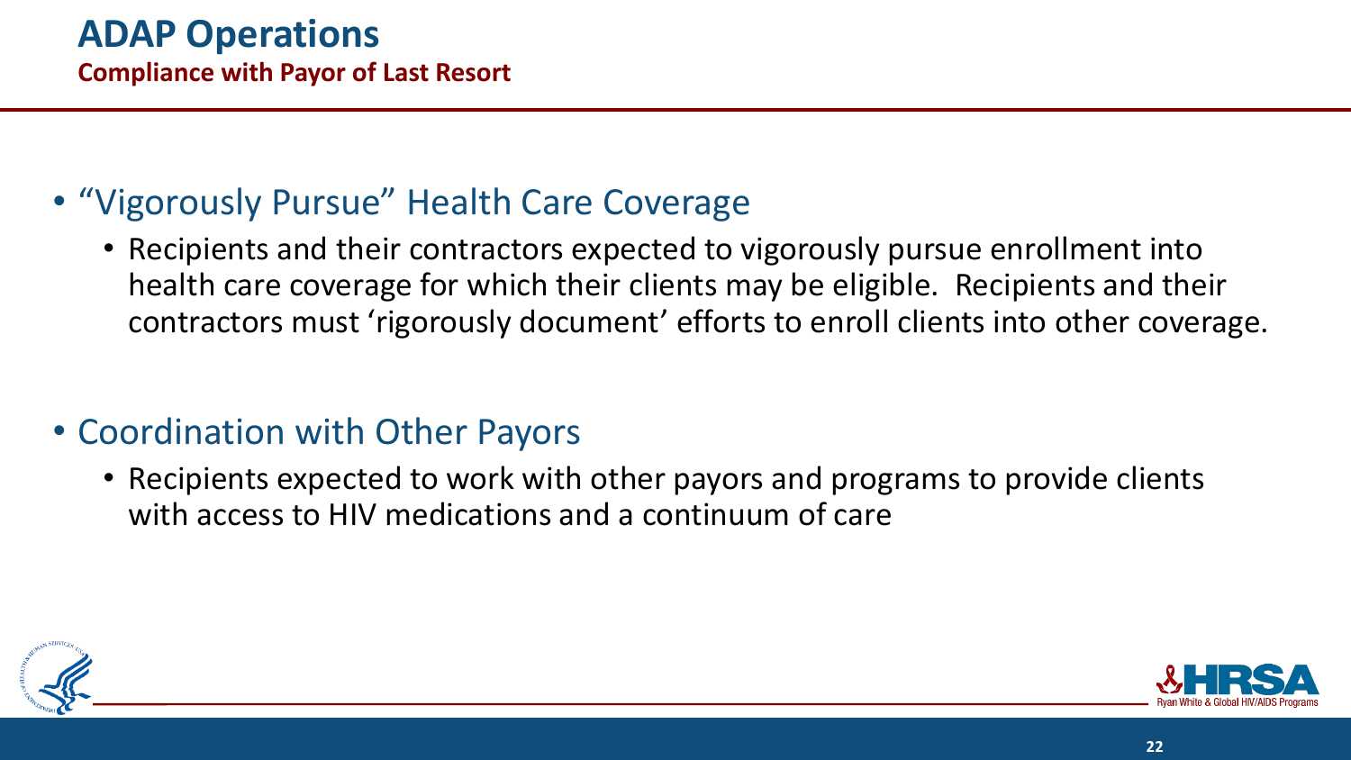# ADAP Operations

## Compliance with Payor of Last Resort

- "Vigorously Pursue" Health Care Coverage
  - Recipients and their contractors expected to vigorously pursue enrollment into health care coverage for which their clients may be eligible. Recipients and their contractors must 'rigorously document' efforts to enroll clients into other coverage.

- Coordination with Other Payors
  - Recipients expected to work with other payors and programs to provide clients with access to HIV medications and a continuum of care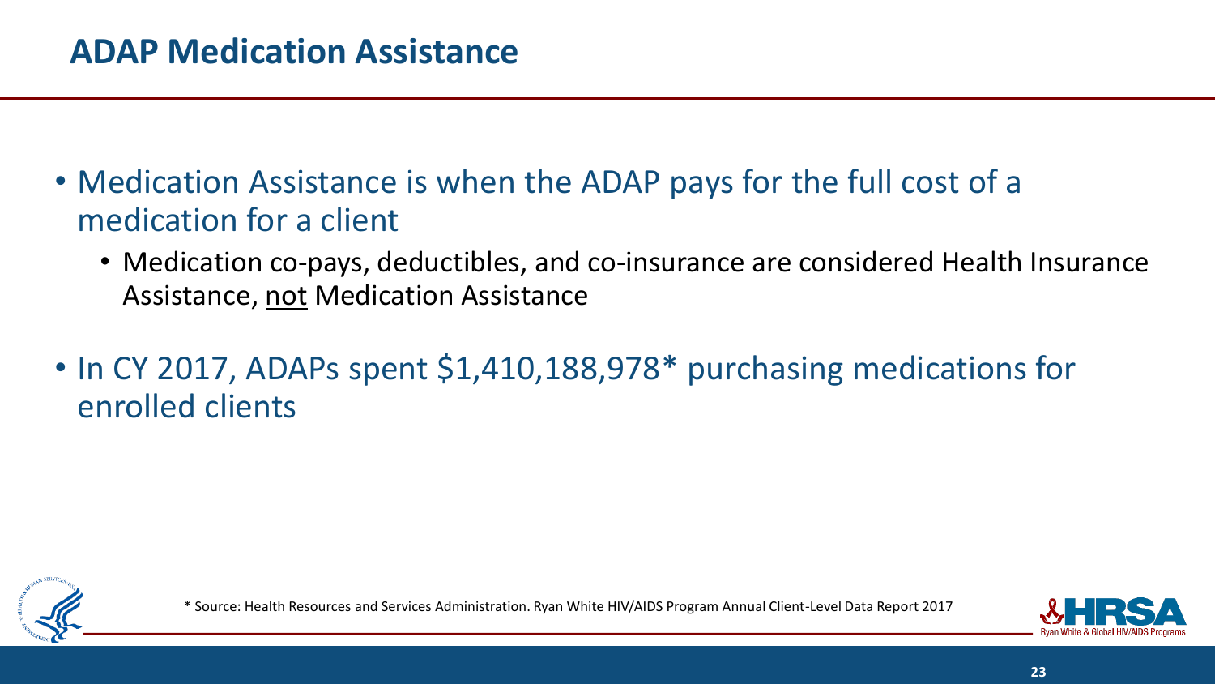# ADAP Medication Assistance

- Medication Assistance is when the ADAP pays for the full cost of a medication for a client
  - Medication co-pays, deductibles, and co-insurance are considered Health Insurance Assistance, <u>not</u> Medication Assistance
- In CY 2017, ADAPs spent $1,410,188,978* purchasing medications for enrolled clients

* Source: Health Resources and Services Administration. Ryan White HIV/AIDS Program Annual Client-Level Data Report 2017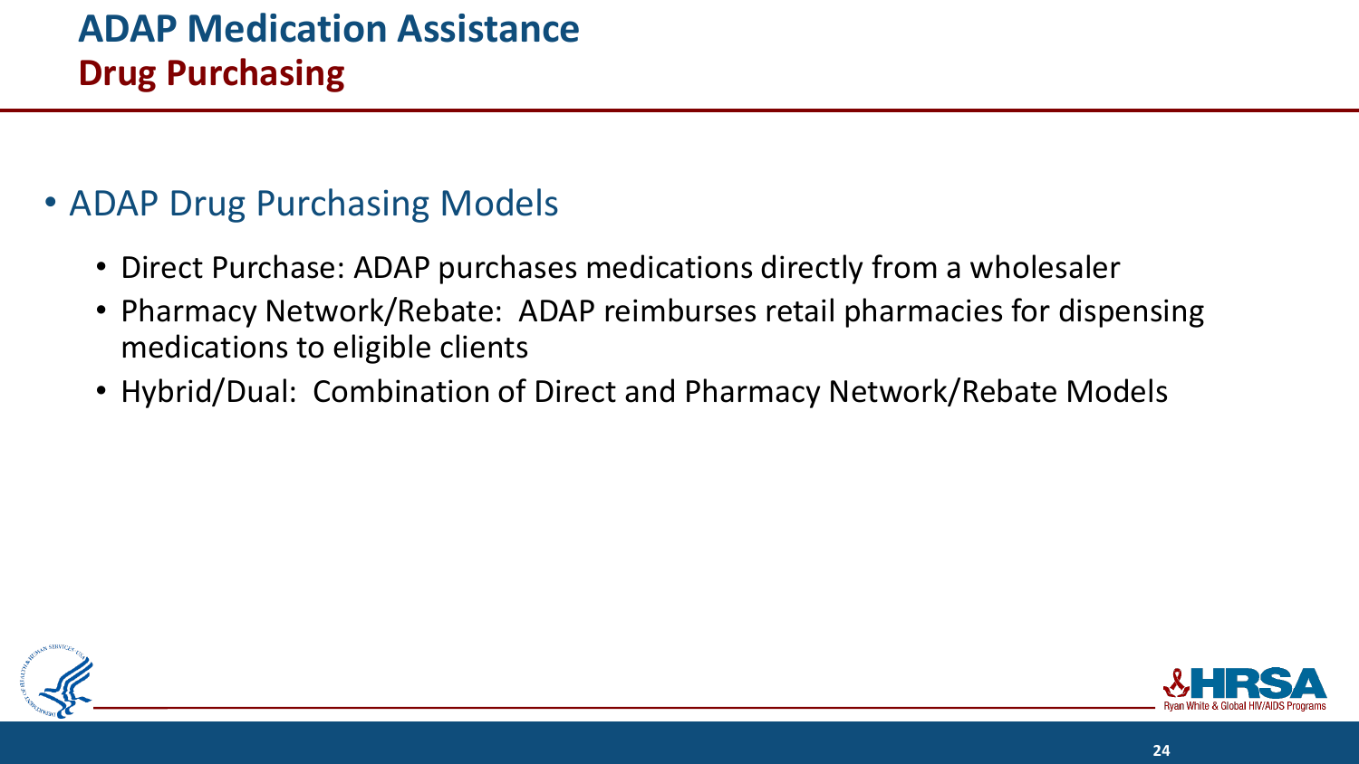# ADAP Medication Assistance
## Drug Purchasing

- ADAP Drug Purchasing Models
  - Direct Purchase: ADAP purchases medications directly from a wholesaler
  - Pharmacy Network/Rebate: ADAP reimburses retail pharmacies for dispensing medications to eligible clients
  - Hybrid/Dual: Combination of Direct and Pharmacy Network/Rebate Models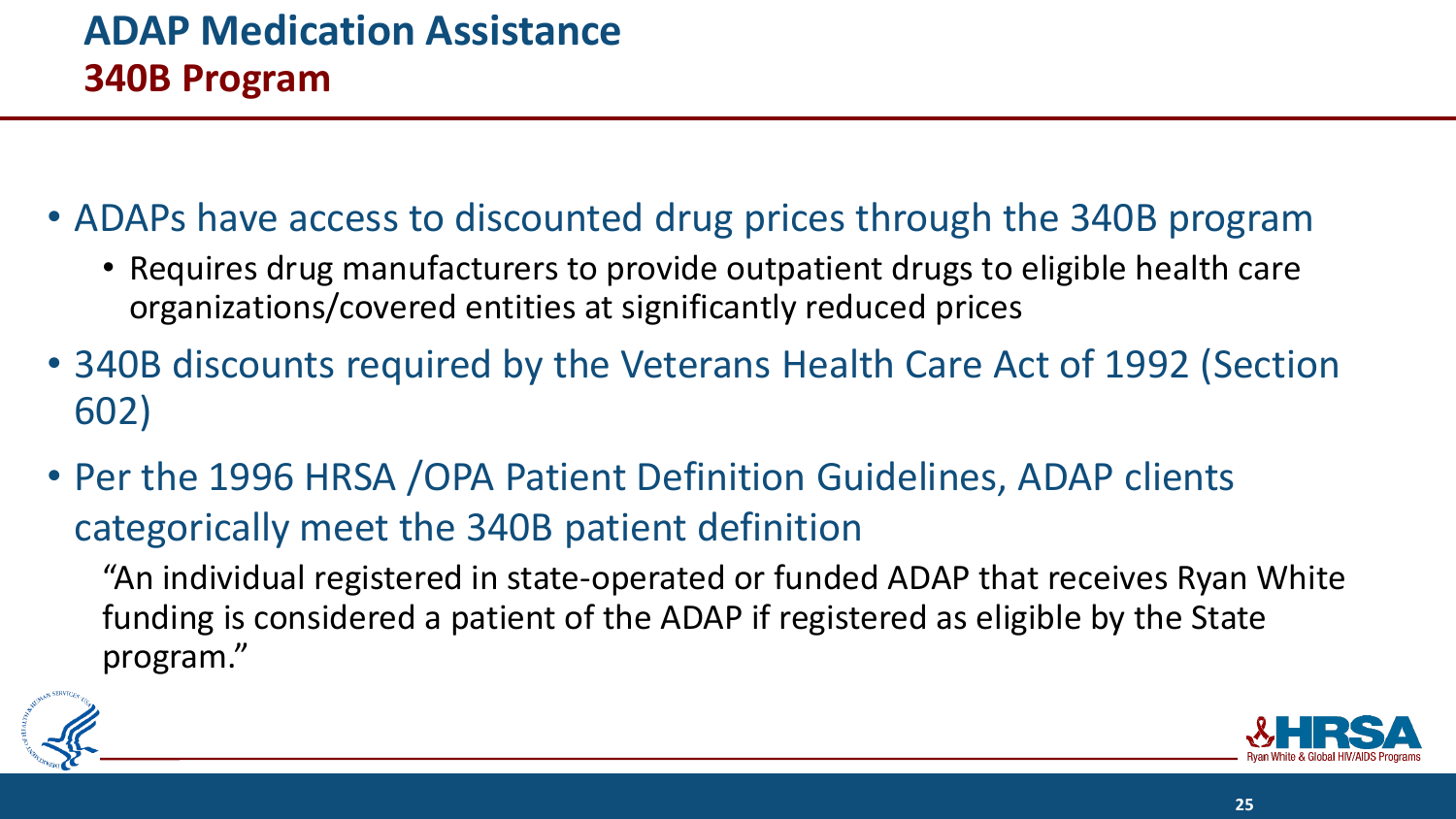# ADAP Medication Assistance

## 340B Program

- ADAPs have access to discounted drug prices through the 340B program
  - Requires drug manufacturers to provide outpatient drugs to eligible health care organizations/covered entities at significantly reduced prices
- 340B discounts required by the Veterans Health Care Act of 1992 (Section 602)
- Per the 1996 HRSA /OPA Patient Definition Guidelines, ADAP clients categorically meet the 340B patient definition

  "An individual registered in state-operated or funded ADAP that receives Ryan White funding is considered a patient of the ADAP if registered as eligible by the State program."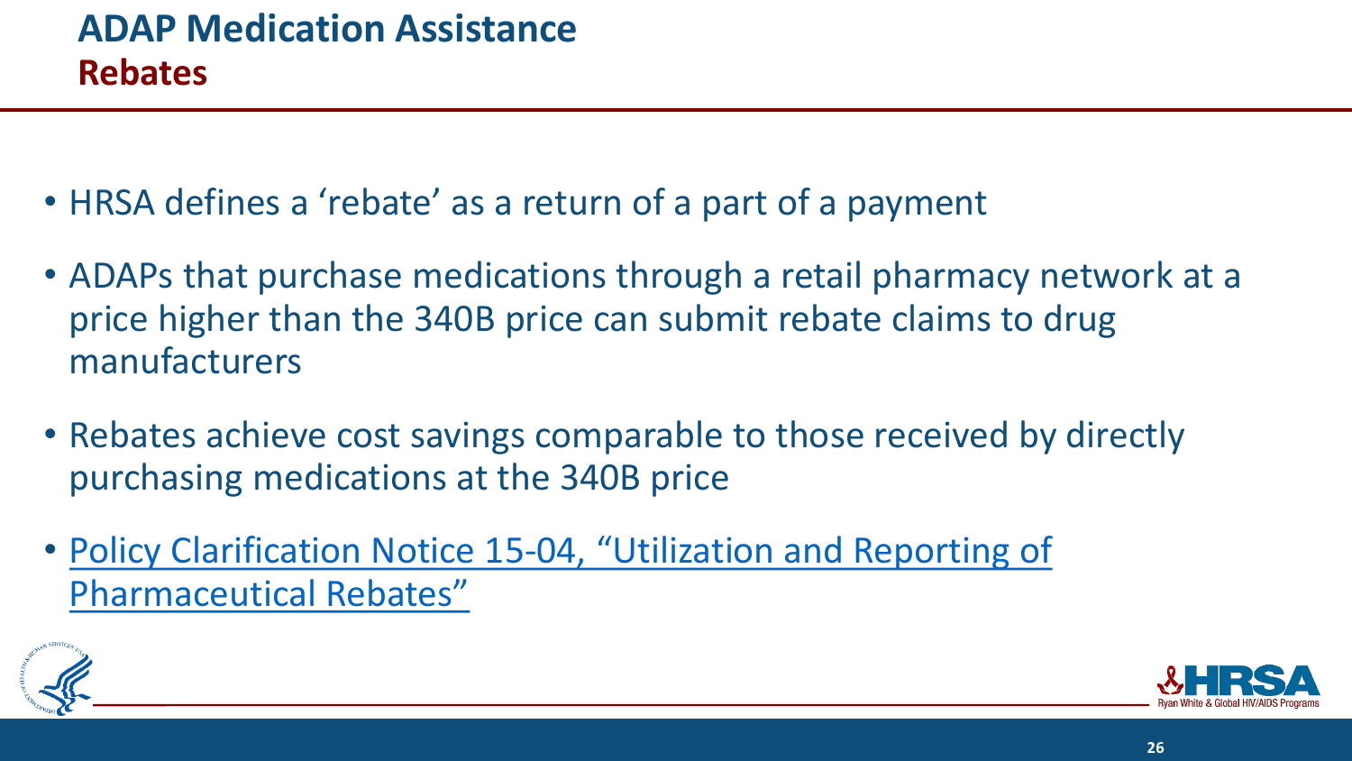# ADAP Medication Assistance

## Rebates

- HRSA defines a 'rebate' as a return of a part of a payment
- ADAPs that purchase medications through a retail pharmacy network at a price higher than the 340B price can submit rebate claims to drug manufacturers
- Rebates achieve cost savings comparable to those received by directly purchasing medications at the 340B price
- Policy Clarification Notice 15-04, "Utilization and Reporting of Pharmaceutical Rebates"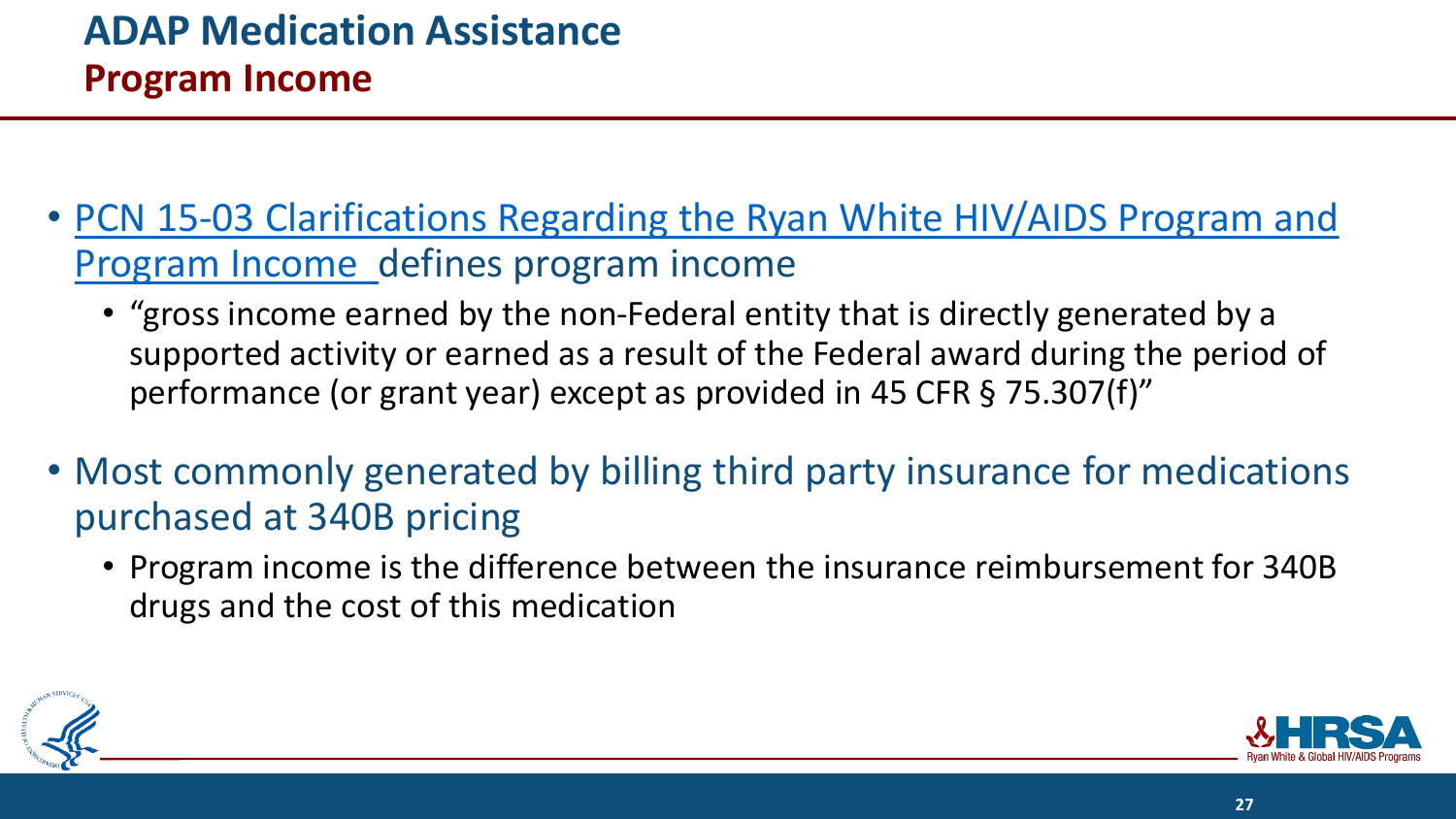# ADAP Medication Assistance

## Program Income

- PCN 15-03 Clarifications Regarding the Ryan White HIV/AIDS Program and Program Income defines program income
  - "gross income earned by the non-Federal entity that is directly generated by a supported activity or earned as a result of the Federal award during the period of performance (or grant year) except as provided in 45 CFR § 75.307(f)"
- Most commonly generated by billing third party insurance for medications purchased at 340B pricing
  - Program income is the difference between the insurance reimbursement for 340B drugs and the cost of this medication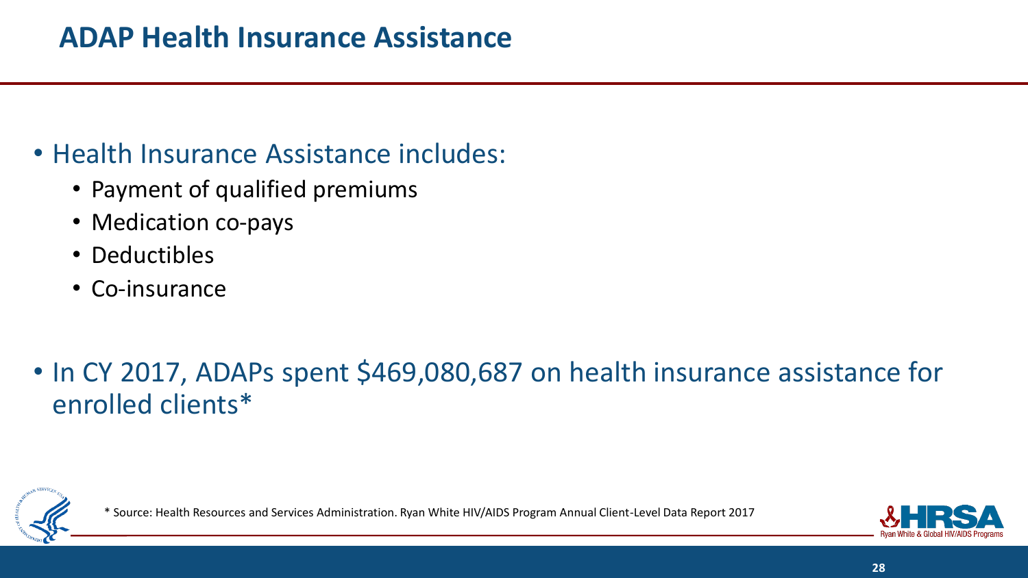# ADAP Health Insurance Assistance

- Health Insurance Assistance includes:
  - Payment of qualified premiums
  - Medication co-pays
  - Deductibles
  - Co-insurance

- In CY 2017, ADAPs spent $469,080,687 on health insurance assistance for enrolled clients*

* Source: Health Resources and Services Administration. Ryan White HIV/AIDS Program Annual Client-Level Data Report 2017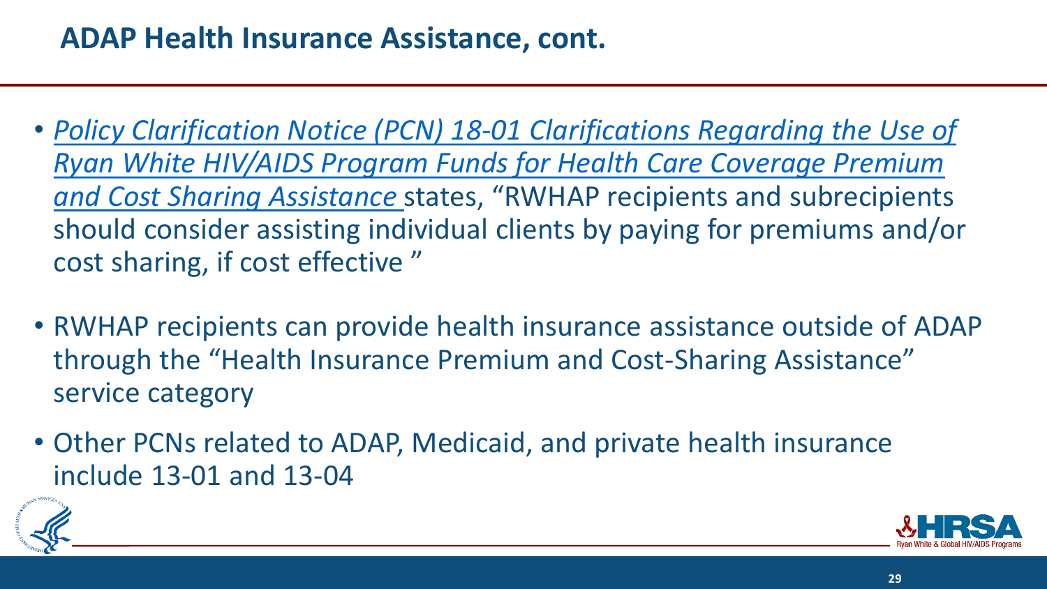## ADAP Health Insurance Assistance, cont.

- *Policy Clarification Notice (PCN) 18-01 Clarifications Regarding the Use of Ryan White HIV/AIDS Program Funds for Health Care Coverage Premium and Cost Sharing Assistance* states, "RWHAP recipients and subrecipients should consider assisting individual clients by paying for premiums and/or cost sharing, if cost effective "
- RWHAP recipients can provide health insurance assistance outside of ADAP through the "Health Insurance Premium and Cost-Sharing Assistance" service category
- Other PCNs related to ADAP, Medicaid, and private health insurance include 13-01 and 13-04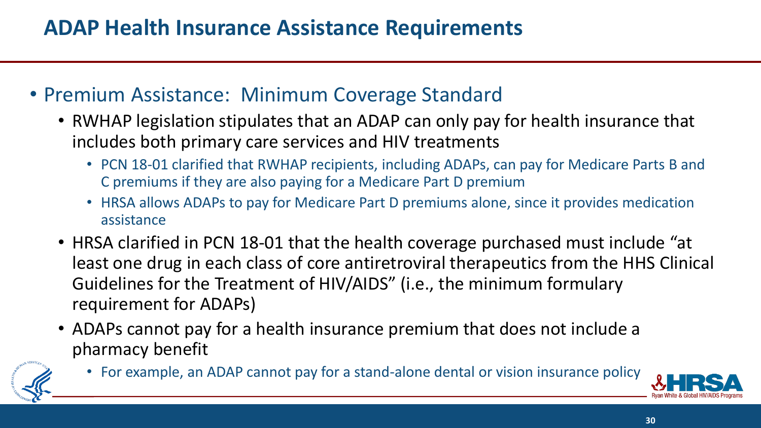# ADAP Health Insurance Assistance Requirements

- Premium Assistance: Minimum Coverage Standard
  - RWHAP legislation stipulates that an ADAP can only pay for health insurance that includes both primary care services and HIV treatments
    - PCN 18-01 clarified that RWHAP recipients, including ADAPs, can pay for Medicare Parts B and C premiums if they are also paying for a Medicare Part D premium
    - HRSA allows ADAPs to pay for Medicare Part D premiums alone, since it provides medication assistance
  - HRSA clarified in PCN 18-01 that the health coverage purchased must include "at least one drug in each class of core antiretroviral therapeutics from the HHS Clinical Guidelines for the Treatment of HIV/AIDS" (i.e., the minimum formulary requirement for ADAPs)
  - ADAPs cannot pay for a health insurance premium that does not include a pharmacy benefit
    - For example, an ADAP cannot pay for a stand-alone dental or vision insurance policy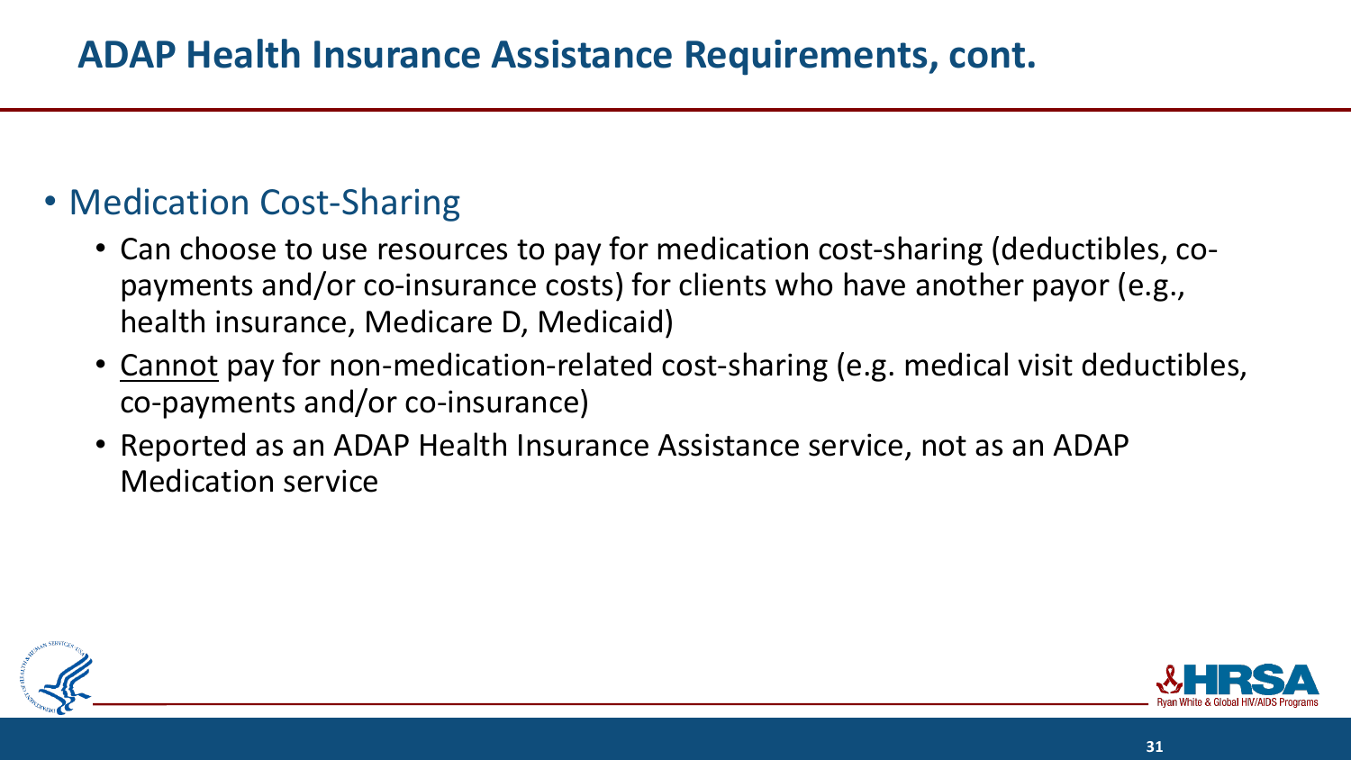# ADAP Health Insurance Assistance Requirements, cont.

- Medication Cost-Sharing
  - Can choose to use resources to pay for medication cost-sharing (deductibles, co-payments and/or co-insurance costs) for clients who have another payor (e.g., health insurance, Medicare D, Medicaid)
  - <u>Cannot</u> pay for non-medication-related cost-sharing (e.g. medical visit deductibles, co-payments and/or co-insurance)
  - Reported as an ADAP Health Insurance Assistance service, not as an ADAP Medication service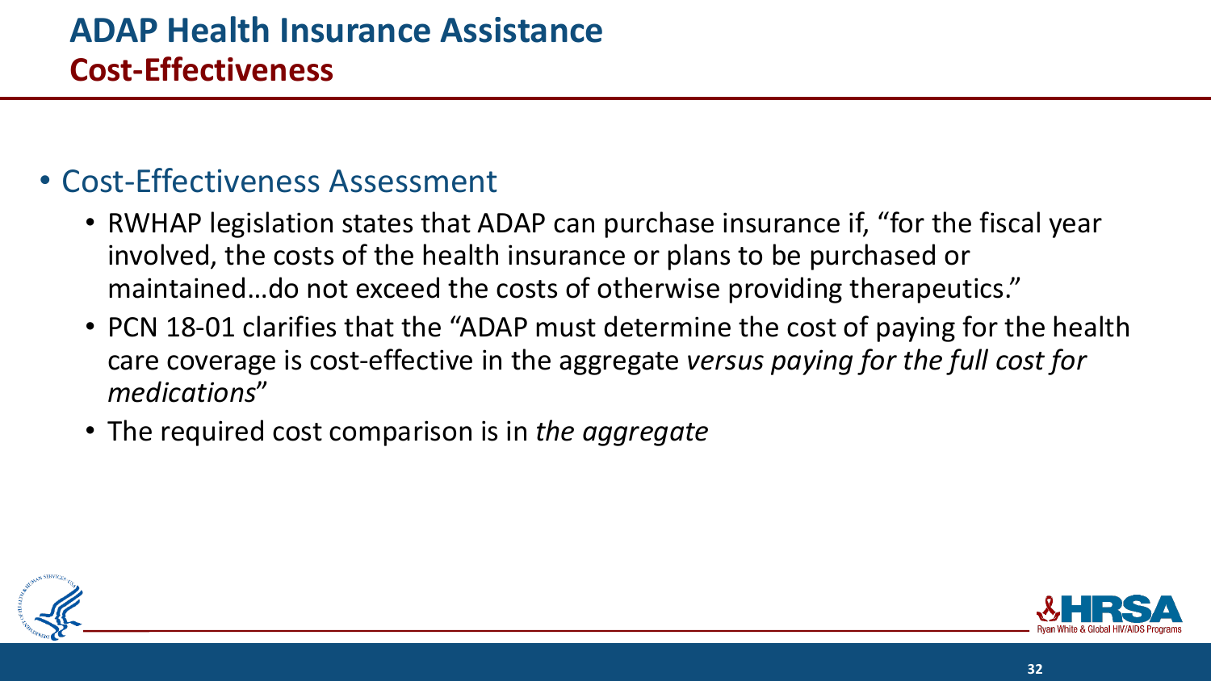# ADAP Health Insurance Assistance
## Cost-Effectiveness

- Cost-Effectiveness Assessment
  - RWHAP legislation states that ADAP can purchase insurance if, "for the fiscal year involved, the costs of the health insurance or plans to be purchased or maintained…do not exceed the costs of otherwise providing therapeutics."
  - PCN 18-01 clarifies that the "ADAP must determine the cost of paying for the health care coverage is cost-effective in the aggregate *versus paying for the full cost for medications*"
  - The required cost comparison is in *the aggregate*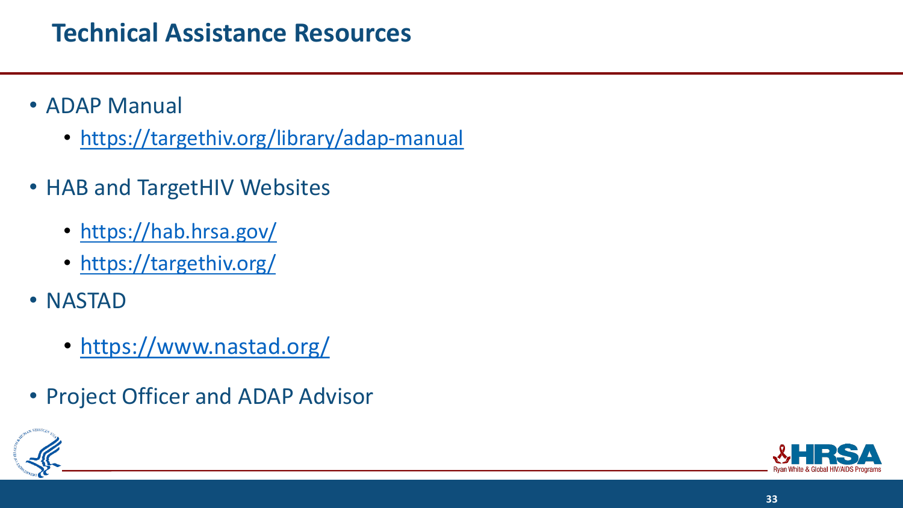# Technical Assistance Resources

- ADAP Manual
  - https://targethiv.org/library/adap-manual
- HAB and TargetHIV Websites
  - https://hab.hrsa.gov/
  - https://targethiv.org/
- NASTAD
  - https://www.nastad.org/
- Project Officer and ADAP Advisor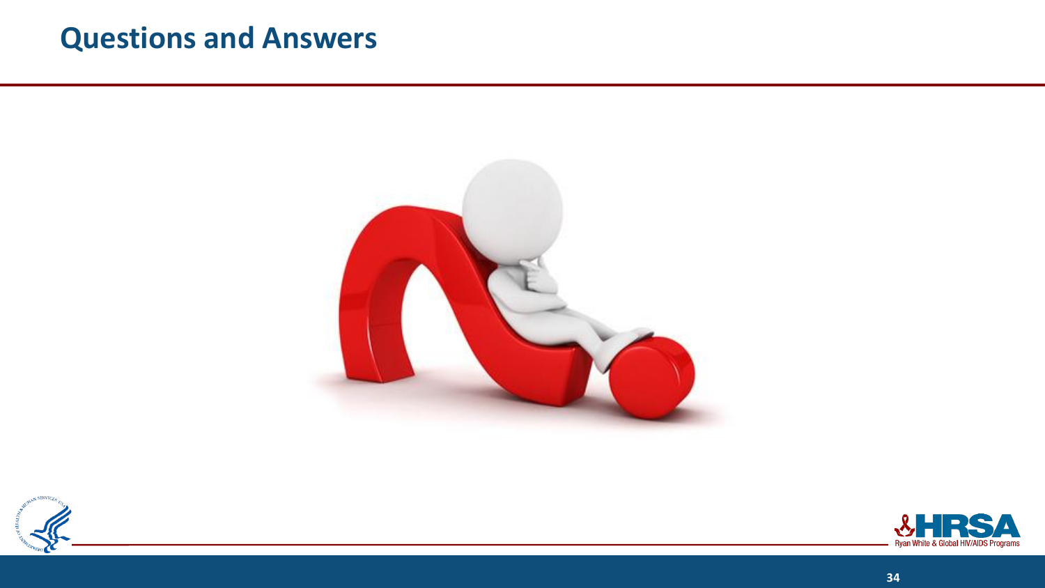# Questions and Answers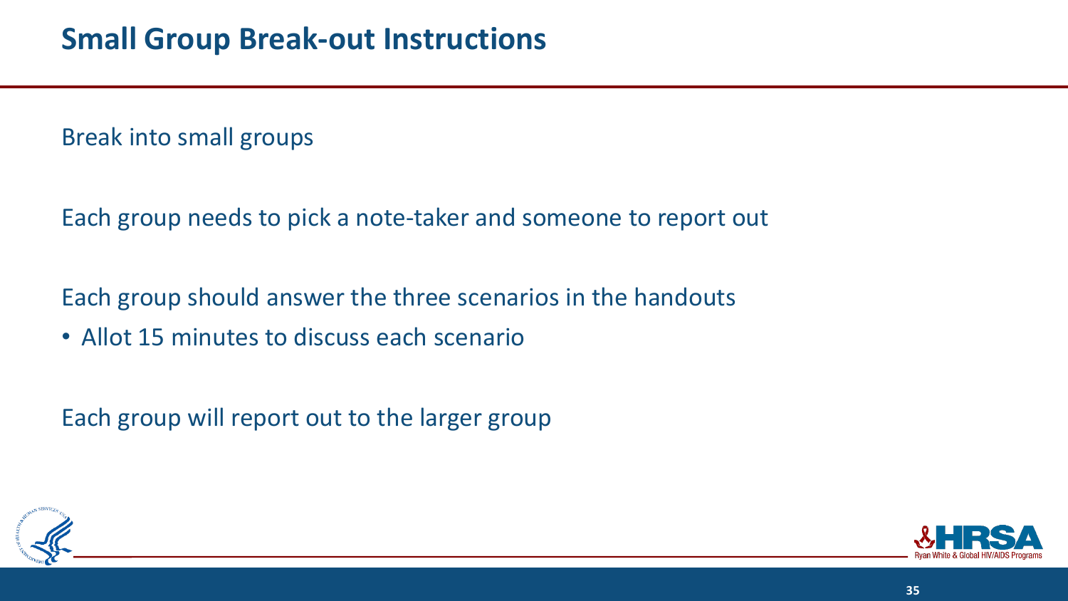# Small Group Break-out Instructions

Break into small groups

Each group needs to pick a note-taker and someone to report out

Each group should answer the three scenarios in the handouts

- Allot 15 minutes to discuss each scenario

Each group will report out to the larger group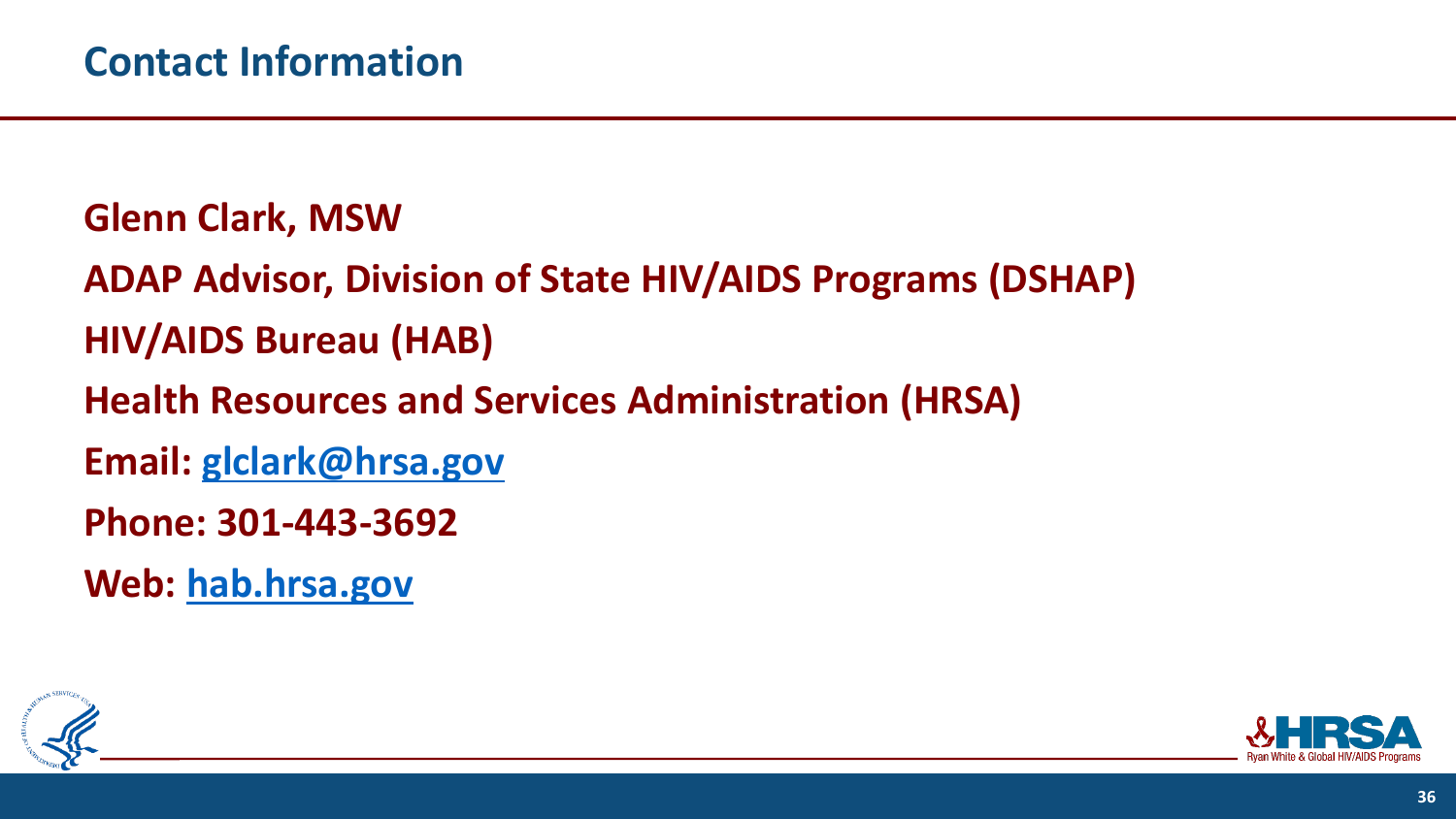## Contact Information

**Glenn Clark, MSW**

**ADAP Advisor, Division of State HIV/AIDS Programs (DSHAP)**

**HIV/AIDS Bureau (HAB)**

**Health Resources and Services Administration (HRSA)**

**Email: [glclark@hrsa.gov](mailto:glclark@hrsa.gov)**

**Phone: 301-443-3692**

**Web: [hab.hrsa.gov](https://hab.hrsa.gov)**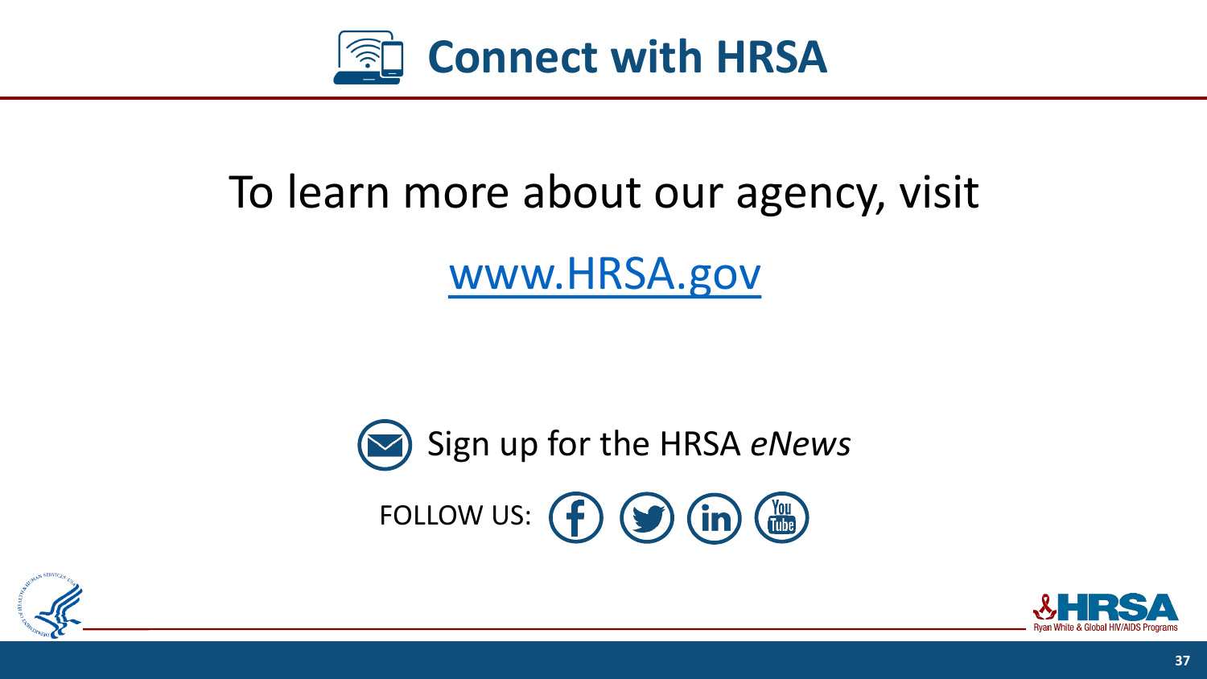# Connect with HRSA

To learn more about our agency, visit

www.HRSA.gov

Sign up for the HRSA *eNews*

FOLLOW US: